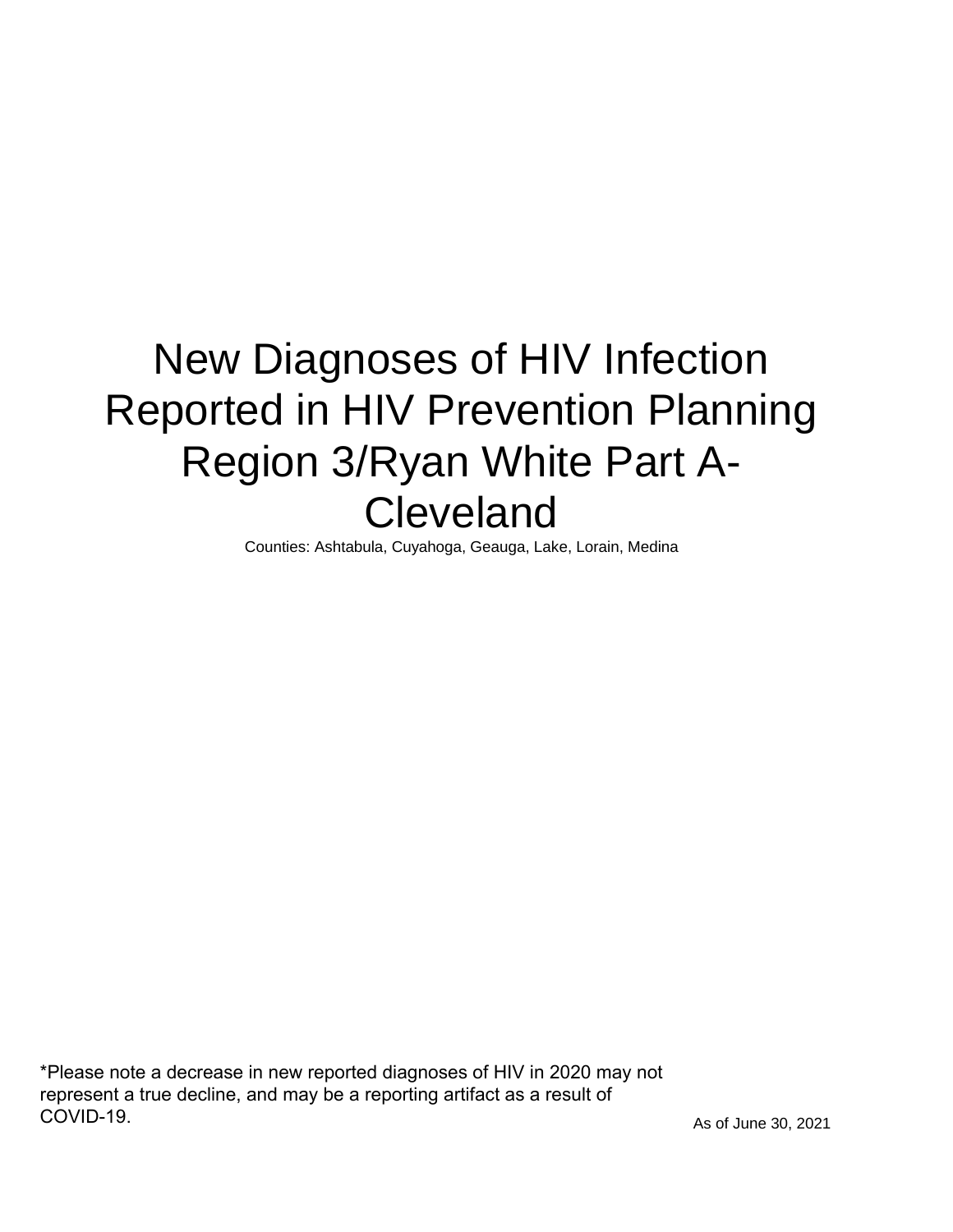# New Diagnoses of HIV Infection Reported in HIV Prevention Planning Region 3/Ryan White Part A-Cleveland

Counties: Ashtabula, Cuyahoga, Geauga, Lake, Lorain, Medina

*Please note a decrease in new reported diagnoses of HIV in 2020 may not represent a true decline, and may be a reporting artifact as a result of COVID-19.

As of June 30, 2021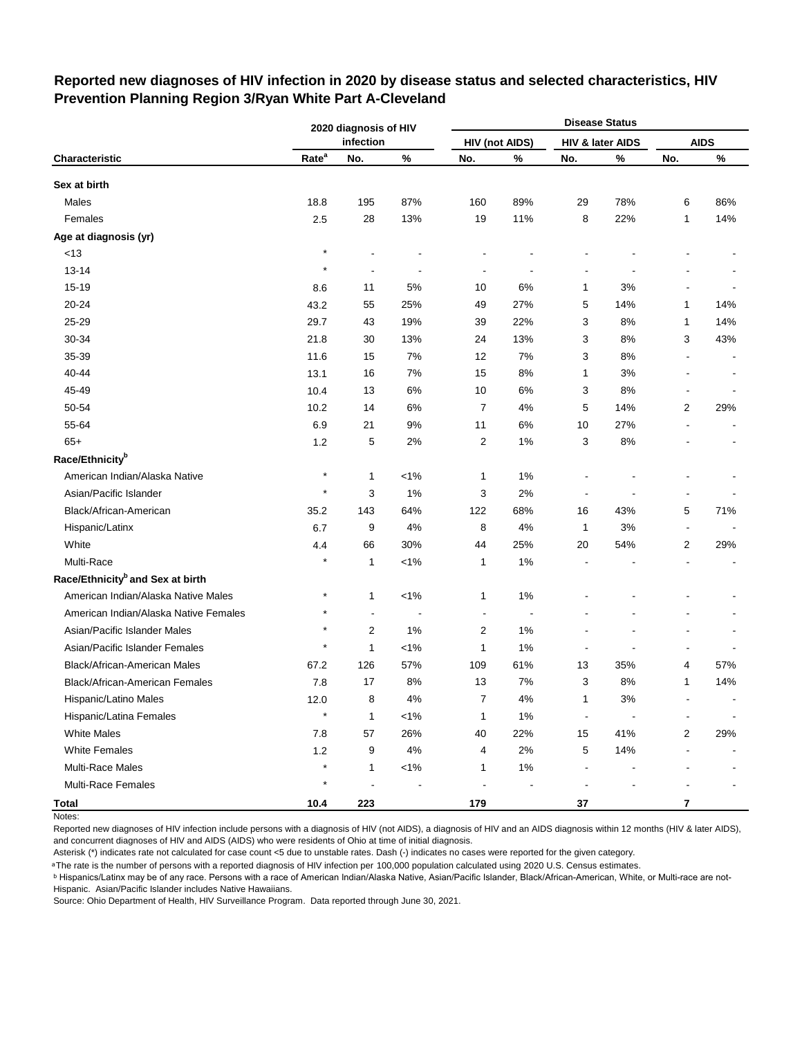## Reported new diagnoses of HIV infection in 2020 by disease status and selected characteristics, HIV Prevention Planning Region 3/Ryan White Part A-Cleveland

| | 2020 diagnosis of HIV infection | | | Disease Status | | | | | |
|---|---|---|---|---|---|---|---|---|---|
| | | | | HIV (not AIDS) | | HIV & later AIDS | | AIDS | |
| Characteristic | Rate[a] | No. | % | No. | % | No. | % | No. | % |
| **Sex at birth** | | | | | | | | | |
| Males | 18.8 | 195 | 87% | 160 | 89% | 29 | 78% | 6 | 86% |
| Females | 2.5 | 28 | 13% | 19 | 11% | 8 | 22% | 1 | 14% |
| **Age at diagnosis (yr)** | | | | | | | | | |
| <13 | * | - | - | - | - | - | - | - | - |
| 13-14 | * | - | - | - | - | - | - | - | - |
| 15-19 | 8.6 | 11 | 5% | 10 | 6% | 1 | 3% | - | - |
| 20-24 | 43.2 | 55 | 25% | 49 | 27% | 5 | 14% | 1 | 14% |
| 25-29 | 29.7 | 43 | 19% | 39 | 22% | 3 | 8% | 1 | 14% |
| 30-34 | 21.8 | 30 | 13% | 24 | 13% | 3 | 8% | 3 | 43% |
| 35-39 | 11.6 | 15 | 7% | 12 | 7% | 3 | 8% | - | - |
| 40-44 | 13.1 | 16 | 7% | 15 | 8% | 1 | 3% | - | - |
| 45-49 | 10.4 | 13 | 6% | 10 | 6% | 3 | 8% | - | - |
| 50-54 | 10.2 | 14 | 6% | 7 | 4% | 5 | 14% | 2 | 29% |
| 55-64 | 6.9 | 21 | 9% | 11 | 6% | 10 | 27% | - | - |
| 65+ | 1.2 | 5 | 2% | 2 | 1% | 3 | 8% | - | - |
| **Race/Ethnicity[b]** | | | | | | | | | |
| American Indian/Alaska Native | * | 1 | <1% | 1 | 1% | - | - | - | - |
| Asian/Pacific Islander | * | 3 | 1% | 3 | 2% | - | - | - | - |
| Black/African-American | 35.2 | 143 | 64% | 122 | 68% | 16 | 43% | 5 | 71% |
| Hispanic/Latinx | 6.7 | 9 | 4% | 8 | 4% | 1 | 3% | - | - |
| White | 4.4 | 66 | 30% | 44 | 25% | 20 | 54% | 2 | 29% |
| Multi-Race | * | 1 | <1% | 1 | 1% | - | - | - | - |
| **Race/Ethnicity[b] and Sex at birth** | | | | | | | | | |
| American Indian/Alaska Native Males | * | 1 | <1% | 1 | 1% | - | - | - | - |
| American Indian/Alaska Native Females | * | - | - | - | - | - | - | - | - |
| Asian/Pacific Islander Males | * | 2 | 1% | 2 | 1% | - | - | - | - |
| Asian/Pacific Islander Females | * | 1 | <1% | 1 | 1% | - | - | - | - |
| Black/African-American Males | 67.2 | 126 | 57% | 109 | 61% | 13 | 35% | 4 | 57% |
| Black/African-American Females | 7.8 | 17 | 8% | 13 | 7% | 3 | 8% | 1 | 14% |
| Hispanic/Latino Males | 12.0 | 8 | 4% | 7 | 4% | 1 | 3% | - | - |
| Hispanic/Latina Females | * | 1 | <1% | 1 | 1% | - | - | - | - |
| White Males | 7.8 | 57 | 26% | 40 | 22% | 15 | 41% | 2 | 29% |
| White Females | 1.2 | 9 | 4% | 4 | 2% | 5 | 14% | - | - |
| Multi-Race Males | * | 1 | <1% | 1 | 1% | - | - | - | - |
| Multi-Race Females | * | - | - | - | - | - | - | - | - |
| **Total** | **10.4** | **223** | | **179** | | **37** | | **7** | |

Notes:

Reported new diagnoses of HIV infection include persons with a diagnosis of HIV (not AIDS), a diagnosis of HIV and an AIDS diagnosis within 12 months (HIV & later AIDS), and concurrent diagnoses of HIV and AIDS (AIDS) who were residents of Ohio at time of initial diagnosis.

Asterisk (*) indicates rate not calculated for case count <5 due to unstable rates. Dash (-) indicates no cases were reported for the given category.

[a] The rate is the number of persons with a reported diagnosis of HIV infection per 100,000 population calculated using 2020 U.S. Census estimates.

[b] Hispanics/Latinx may be of any race. Persons with a race of American Indian/Alaska Native, Asian/Pacific Islander, Black/African-American, White, or Multi-race are not-Hispanic. Asian/Pacific Islander includes Native Hawaiians.

Source: Ohio Department of Health, HIV Surveillance Program. Data reported through June 30, 2021.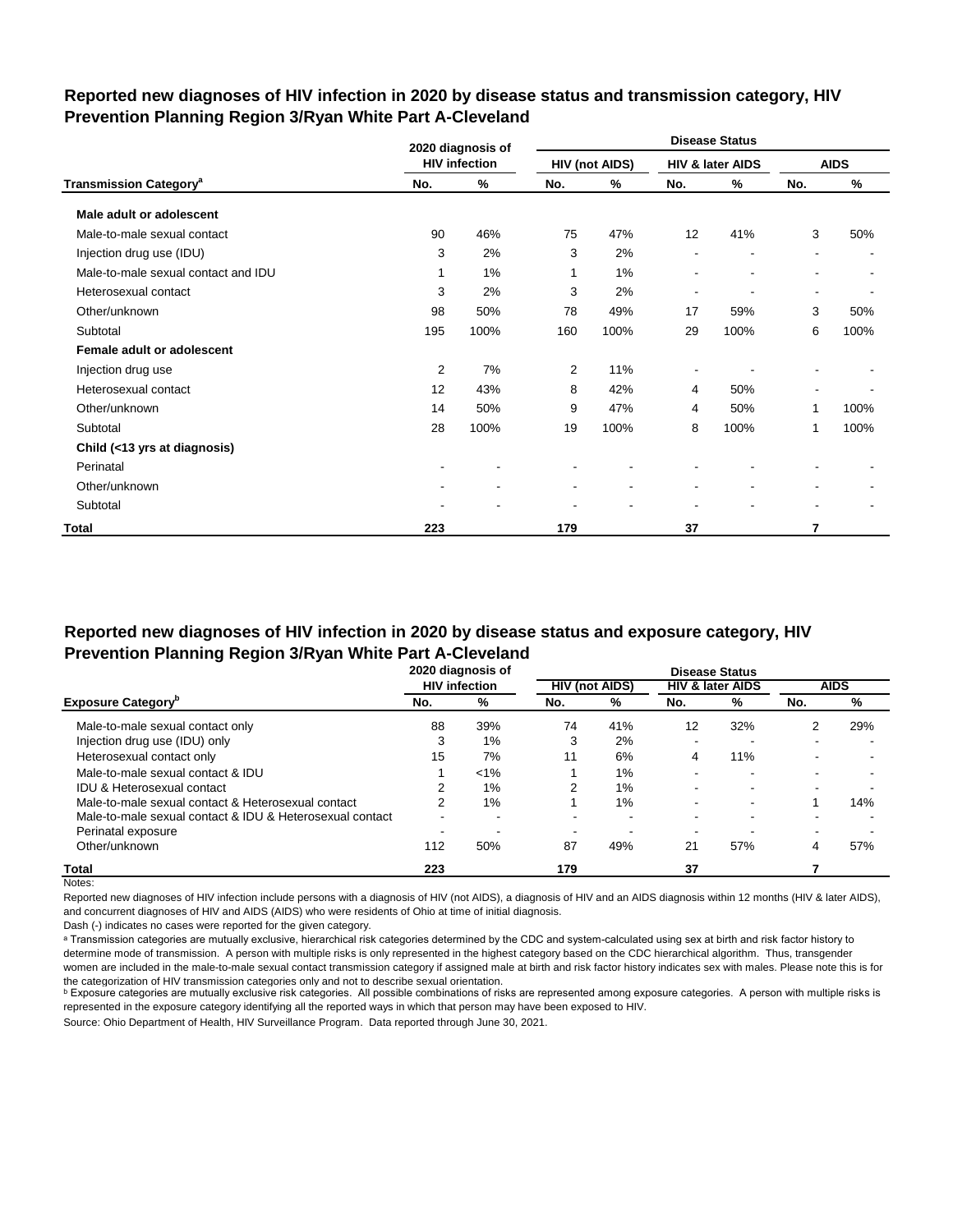## Reported new diagnoses of HIV infection in 2020 by disease status and transmission category, HIV Prevention Planning Region 3/Ryan White Part A-Cleveland

| Transmission Category[a] | 2020 diagnosis of HIV infection | | Disease Status: HIV (not AIDS) | | HIV & later AIDS | | AIDS | |
|---|---|---|---|---|---|---|---|---|
| | No. | % | No. | % | No. | % | No. | % |
| **Male adult or adolescent** | | | | | | | | |
| Male-to-male sexual contact | 90 | 46% | 75 | 47% | 12 | 41% | 3 | 50% |
| Injection drug use (IDU) | 3 | 2% | 3 | 2% | - | - | - | - |
| Male-to-male sexual contact and IDU | 1 | 1% | 1 | 1% | - | - | - | - |
| Heterosexual contact | 3 | 2% | 3 | 2% | - | - | - | - |
| Other/unknown | 98 | 50% | 78 | 49% | 17 | 59% | 3 | 50% |
| Subtotal | 195 | 100% | 160 | 100% | 29 | 100% | 6 | 100% |
| **Female adult or adolescent** | | | | | | | | |
| Injection drug use | 2 | 7% | 2 | 11% | - | - | - | - |
| Heterosexual contact | 12 | 43% | 8 | 42% | 4 | 50% | - | - |
| Other/unknown | 14 | 50% | 9 | 47% | 4 | 50% | 1 | 100% |
| Subtotal | 28 | 100% | 19 | 100% | 8 | 100% | 1 | 100% |
| **Child (<13 yrs at diagnosis)** | | | | | | | | |
| Perinatal | - | - | - | - | - | - | - | - |
| Other/unknown | - | - | - | - | - | - | - | - |
| Subtotal | - | - | - | - | - | - | - | - |
| **Total** | **223** | | **179** | | **37** | | **7** | |

## Reported new diagnoses of HIV infection in 2020 by disease status and exposure category, HIV Prevention Planning Region 3/Ryan White Part A-Cleveland

| Exposure Category[b] | 2020 diagnosis of HIV infection | | Disease Status: HIV (not AIDS) | | HIV & later AIDS | | AIDS | |
|---|---|---|---|---|---|---|---|---|
| | No. | % | No. | % | No. | % | No. | % |
| Male-to-male sexual contact only | 88 | 39% | 74 | 41% | 12 | 32% | 2 | 29% |
| Injection drug use (IDU) only | 3 | 1% | 3 | 2% | - | - | - | - |
| Heterosexual contact only | 15 | 7% | 11 | 6% | 4 | 11% | - | - |
| Male-to-male sexual contact & IDU | 1 | <1% | 1 | 1% | - | - | - | - |
| IDU & Heterosexual contact | 2 | 1% | 2 | 1% | - | - | - | - |
| Male-to-male sexual contact & Heterosexual contact | 2 | 1% | 1 | 1% | - | - | 1 | 14% |
| Male-to-male sexual contact & IDU & Heterosexual contact | - | - | - | - | - | - | - | - |
| Perinatal exposure | - | - | - | - | - | - | - | - |
| Other/unknown | 112 | 50% | 87 | 49% | 21 | 57% | 4 | 57% |
| **Total** | **223** | | **179** | | **37** | | **7** | |

Notes:

Reported new diagnoses of HIV infection include persons with a diagnosis of HIV (not AIDS), a diagnosis of HIV and an AIDS diagnosis within 12 months (HIV & later AIDS), and concurrent diagnoses of HIV and AIDS (AIDS) who were residents of Ohio at time of initial diagnosis.

Dash (-) indicates no cases were reported for the given category.

[a] Transmission categories are mutually exclusive, hierarchical risk categories determined by the CDC and system-calculated using sex at birth and risk factor history to determine mode of transmission. A person with multiple risks is only represented in the highest category based on the CDC hierarchical algorithm. Thus, transgender women are included in the male-to-male sexual contact transmission category if assigned male at birth and risk factor history indicates sex with males. Please note this is for the categorization of HIV transmission categories only and not to describe sexual orientation.

[b] Exposure categories are mutually exclusive risk categories. All possible combinations of risks are represented among exposure categories. A person with multiple risks is represented in the exposure category identifying all the reported ways in which that person may have been exposed to HIV.

Source: Ohio Department of Health, HIV Surveillance Program. Data reported through June 30, 2021.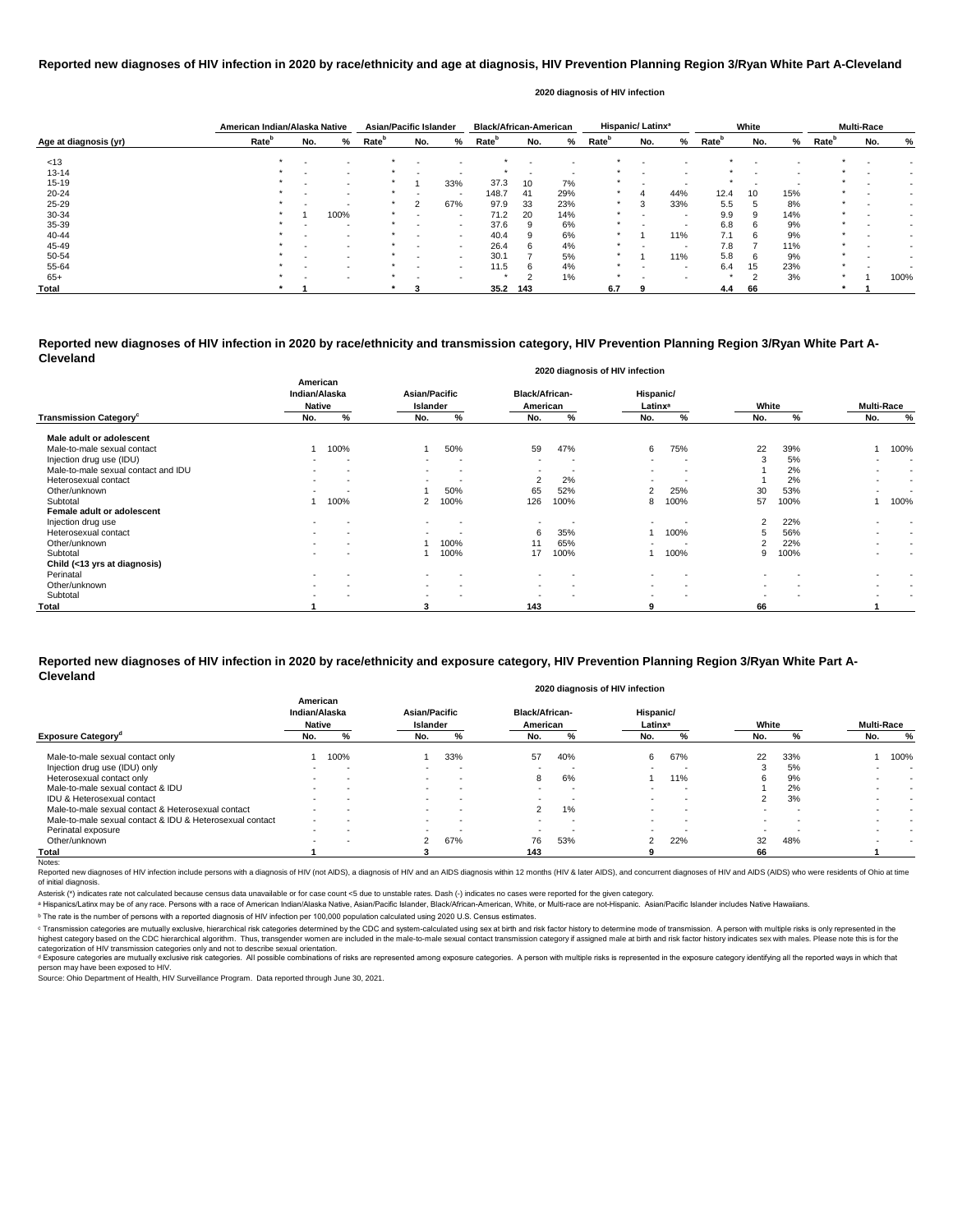## Reported new diagnoses of HIV infection in 2020 by race/ethnicity and age at diagnosis, HIV Prevention Planning Region 3/Ryan White Part A-Cleveland

2020 diagnosis of HIV infection

| Age at diagnosis (yr) | American Indian/Alaska Native | | | Asian/Pacific Islander | | | Black/African-American | | | Hispanic/ Latinx[a] | | | White | | | Multi-Race | | |
|---|---|---|---|---|---|---|---|---|---|---|---|---|---|---|---|---|---|---|
| | Rate[b] | No. | % | Rate[b] | No. | % | Rate[b] | No. | % | Rate[b] | No. | % | Rate[b] | No. | % | Rate[b] | No. | % |
| <13 | * | - | - | * | - | - | * | - | - | * | - | - | * | - | - | * | - | - |
| 13-14 | * | - | - | * | - | - | * | - | - | * | - | - | * | - | - | * | - | - |
| 15-19 | * | - | - | * | 1 | 33% | 37.3 | 10 | 7% | * | - | - | * | - | - | * | - | - |
| 20-24 | * | - | - | * | - | - | 148.7 | 41 | 29% | * | 4 | 44% | 12.4 | 10 | 15% | * | - | - |
| 25-29 | * | - | - | * | 2 | 67% | 97.9 | 33 | 23% | * | 3 | 33% | 5.5 | 5 | 8% | * | - | - |
| 30-34 | * | 1 | 100% | * | - | - | 71.2 | 20 | 14% | * | - | - | 9.9 | 9 | 14% | * | - | - |
| 35-39 | * | - | - | * | - | - | 37.6 | 9 | 6% | * | - | - | 6.8 | 6 | 9% | * | - | - |
| 40-44 | * | - | - | * | - | - | 40.4 | 9 | 6% | * | 1 | 11% | 7.1 | 6 | 9% | * | - | - |
| 45-49 | * | - | - | * | - | - | 26.4 | 6 | 4% | * | - | - | 7.8 | 7 | 11% | * | - | - |
| 50-54 | * | - | - | * | - | - | 30.1 | 7 | 5% | * | 1 | 11% | 5.8 | 6 | 9% | * | - | - |
| 55-64 | * | - | - | * | - | - | 11.5 | 6 | 4% | * | - | - | 6.4 | 15 | 23% | * | - | - |
| 65+ | * | - | - | * | - | - | * | 2 | 1% | * | - | - | * | 2 | 3% | * | 1 | 100% |
| **Total** | * | 1 | | * | 3 | | 35.2 | 143 | | 6.7 | 9 | | 4.4 | 66 | | * | 1 | |

## Reported new diagnoses of HIV infection in 2020 by race/ethnicity and transmission category, HIV Prevention Planning Region 3/Ryan White Part A-Cleveland

2020 diagnosis of HIV infection

| Transmission Category[c] | American Indian/Alaska Native | | Asian/Pacific Islander | | Black/African-American | | Hispanic/ Latinx[a] | | White | | Multi-Race | |
|---|---|---|---|---|---|---|---|---|---|---|---|---|
| | No. | % | No. | % | No. | % | No. | % | No. | % | No. | % |
| **Male adult or adolescent** | | | | | | | | | | | | |
| Male-to-male sexual contact | 1 | 100% | 1 | 50% | 59 | 47% | 6 | 75% | 22 | 39% | 1 | 100% |
| Injection drug use (IDU) | - | - | - | - | - | - | - | - | 3 | 5% | - | - |
| Male-to-male sexual contact and IDU | - | - | - | - | - | - | - | - | 1 | 2% | - | - |
| Heterosexual contact | - | - | - | - | 2 | 2% | - | - | 1 | 2% | - | - |
| Other/unknown | - | - | 1 | 50% | 65 | 52% | 2 | 25% | 30 | 53% | - | - |
| Subtotal | 1 | 100% | 2 | 100% | 126 | 100% | 8 | 100% | 57 | 100% | 1 | 100% |
| **Female adult or adolescent** | | | | | | | | | | | | |
| Injection drug use | - | - | - | - | - | - | - | - | 2 | 22% | - | - |
| Heterosexual contact | - | - | - | - | 6 | 35% | 1 | 100% | 5 | 56% | - | - |
| Other/unknown | - | - | 1 | 100% | 11 | 65% | - | - | 2 | 22% | - | - |
| Subtotal | - | - | 1 | 100% | 17 | 100% | 1 | 100% | 9 | 100% | - | - |
| **Child (<13 yrs at diagnosis)** | | | | | | | | | | | | |
| Perinatal | - | - | - | - | - | - | - | - | - | - | - | - |
| Other/unknown | - | - | - | - | - | - | - | - | - | - | - | - |
| Subtotal | - | - | - | - | - | - | - | - | - | - | - | - |
| **Total** | 1 | | 3 | | 143 | | 9 | | 66 | | 1 | |

## Reported new diagnoses of HIV infection in 2020 by race/ethnicity and exposure category, HIV Prevention Planning Region 3/Ryan White Part A-Cleveland

2020 diagnosis of HIV infection

| Exposure Category[d] | American Indian/Alaska Native | | Asian/Pacific Islander | | Black/African-American | | Hispanic/ Latinx[a] | | White | | Multi-Race | |
|---|---|---|---|---|---|---|---|---|---|---|---|---|
| | No. | % | No. | % | No. | % | No. | % | No. | % | No. | % |
| Male-to-male sexual contact only | 1 | 100% | 1 | 33% | 57 | 40% | 6 | 67% | 22 | 33% | 1 | 100% |
| Injection drug use (IDU) only | - | - | - | - | - | - | - | - | 3 | 5% | - | - |
| Heterosexual contact only | - | - | - | - | 8 | 6% | 1 | 11% | 6 | 9% | - | - |
| Male-to-male sexual contact & IDU | - | - | - | - | - | - | - | - | 1 | 2% | - | - |
| IDU & Heterosexual contact | - | - | - | - | - | - | - | - | 2 | 3% | - | - |
| Male-to-male sexual contact & Heterosexual contact | - | - | - | - | 2 | 1% | - | - | - | - | - | - |
| Male-to-male sexual contact & IDU & Heterosexual contact | - | - | - | - | - | - | - | - | - | - | - | - |
| Perinatal exposure | - | - | - | - | - | - | - | - | - | - | - | - |
| Other/unknown | - | - | 2 | 67% | 76 | 53% | 2 | 22% | 32 | 48% | - | - |
| **Total** | 1 | | 3 | | 143 | | 9 | | 66 | | 1 | |

Notes:

Reported new diagnoses of HIV infection include persons with a diagnosis of HIV (not AIDS), a diagnosis of HIV and an AIDS diagnosis within 12 months (HIV & later AIDS), and concurrent diagnoses of HIV and AIDS (AIDS) who were residents of Ohio at time of initial diagnosis.

Asterisk (*) indicates rate not calculated because census data unavailable or for case count <5 due to unstable rates. Dash (-) indicates no cases were reported for the given category.

[a] Hispanics/Latinx may be of any race. Persons with a race of American Indian/Alaska Native, Asian/Pacific Islander, Black/African-American, White, or Multi-race are not-Hispanic. Asian/Pacific Islander includes Native Hawaiians.

[b] The rate is the number of persons with a reported diagnosis of HIV infection per 100,000 population calculated using 2020 U.S. Census estimates.

[c] Transmission categories are mutually exclusive, hierarchical risk categories determined by the CDC and system-calculated using sex at birth and risk factor history to determine mode of transmission. A person with multiple risks is only represented in the highest category based on the CDC hierarchical algorithm. Thus, transgender women are included in the male-to-male sexual contact transmission category if assigned male at birth and risk factor history indicates sex with males. Please note this is for the categorization of HIV transmission categories only and not to describe sexual orientation.

[d] Exposure categories are mutually exclusive risk categories. All possible combinations of risks are represented among exposure categories. A person with multiple risks is represented in the exposure category identifying all the reported ways in which that person may have been exposed to HIV.

Source: Ohio Department of Health, HIV Surveillance Program. Data reported through June 30, 2021.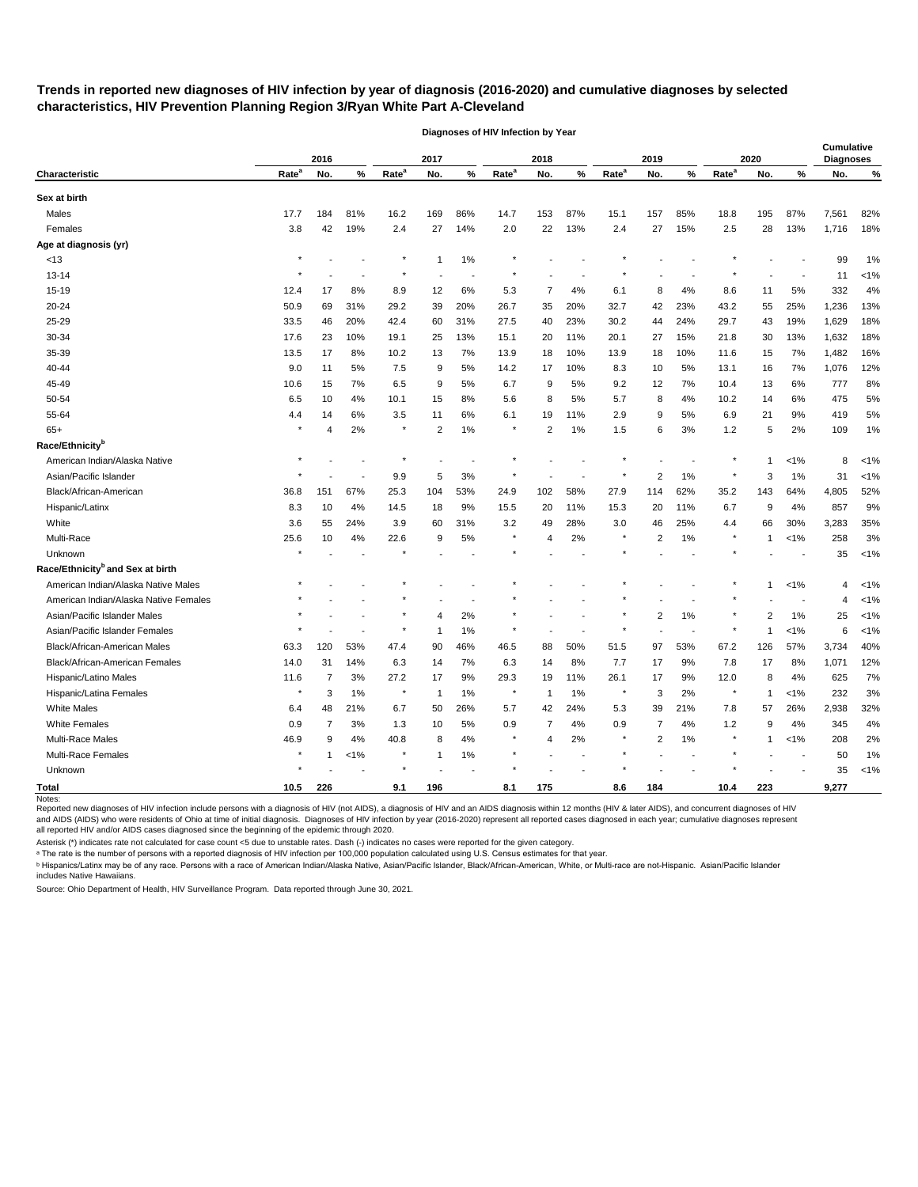**Trends in reported new diagnoses of HIV infection by year of diagnosis (2016-2020) and cumulative diagnoses by selected characteristics, HIV Prevention Planning Region 3/Ryan White Part A-Cleveland**

| | Diagnoses of HIV Infection by Year | | | | | | | | | | | | | | | Cumulative Diagnoses | |
|---|---|---|---|---|---|---|---|---|---|---|---|---|---|---|---|---|---|
| | 2016 | | | 2017 | | | 2018 | | | 2019 | | | 2020 | | | | |
| **Characteristic** | Rate[a] | No. | % | Rate[a] | No. | % | Rate[a] | No. | % | Rate[a] | No. | % | Rate[a] | No. | % | No. | % |
| **Sex at birth** | | | | | | | | | | | | | | | | | |
| Males | 17.7 | 184 | 81% | 16.2 | 169 | 86% | 14.7 | 153 | 87% | 15.1 | 157 | 85% | 18.8 | 195 | 87% | 7,561 | 82% |
| Females | 3.8 | 42 | 19% | 2.4 | 27 | 14% | 2.0 | 22 | 13% | 2.4 | 27 | 15% | 2.5 | 28 | 13% | 1,716 | 18% |
| **Age at diagnosis (yr)** | | | | | | | | | | | | | | | | | |
| <13 | * | - | - | * | 1 | 1% | * | - | - | * | - | - | * | - | - | 99 | 1% |
| 13-14 | * | - | - | * | - | - | * | - | - | * | - | - | * | - | - | 11 | <1% |
| 15-19 | 12.4 | 17 | 8% | 8.9 | 12 | 6% | 5.3 | 7 | 4% | 6.1 | 8 | 4% | 8.6 | 11 | 5% | 332 | 4% |
| 20-24 | 50.9 | 69 | 31% | 29.2 | 39 | 20% | 26.7 | 35 | 20% | 32.7 | 42 | 23% | 43.2 | 55 | 25% | 1,236 | 13% |
| 25-29 | 33.5 | 46 | 20% | 42.4 | 60 | 31% | 27.5 | 40 | 23% | 30.2 | 44 | 24% | 29.7 | 43 | 19% | 1,629 | 18% |
| 30-34 | 17.6 | 23 | 10% | 19.1 | 25 | 13% | 15.1 | 20 | 11% | 20.1 | 27 | 15% | 21.8 | 30 | 13% | 1,632 | 18% |
| 35-39 | 13.5 | 17 | 8% | 10.2 | 13 | 7% | 13.9 | 18 | 10% | 13.9 | 18 | 10% | 11.6 | 15 | 7% | 1,482 | 16% |
| 40-44 | 9.0 | 11 | 5% | 7.5 | 9 | 5% | 14.2 | 17 | 10% | 8.3 | 10 | 5% | 13.1 | 16 | 7% | 1,076 | 12% |
| 45-49 | 10.6 | 15 | 7% | 6.5 | 9 | 5% | 6.7 | 9 | 5% | 9.2 | 12 | 7% | 10.4 | 13 | 6% | 777 | 8% |
| 50-54 | 6.5 | 10 | 4% | 10.1 | 15 | 8% | 5.6 | 8 | 5% | 5.7 | 8 | 4% | 10.2 | 14 | 6% | 475 | 5% |
| 55-64 | 4.4 | 14 | 6% | 3.5 | 11 | 6% | 6.1 | 19 | 11% | 2.9 | 9 | 5% | 6.9 | 21 | 9% | 419 | 5% |
| 65+ | * | 4 | 2% | * | 2 | 1% | * | 2 | 1% | 1.5 | 6 | 3% | 1.2 | 5 | 2% | 109 | 1% |
| **Race/Ethnicity[b]** | | | | | | | | | | | | | | | | | |
| American Indian/Alaska Native | * | - | - | * | - | - | * | - | - | * | - | - | * | 1 | <1% | 8 | <1% |
| Asian/Pacific Islander | * | - | - | 9.9 | 5 | 3% | * | - | - | * | 2 | 1% | * | 3 | 1% | 31 | <1% |
| Black/African-American | 36.8 | 151 | 67% | 25.3 | 104 | 53% | 24.9 | 102 | 58% | 27.9 | 114 | 62% | 35.2 | 143 | 64% | 4,805 | 52% |
| Hispanic/Latinx | 8.3 | 10 | 4% | 14.5 | 18 | 9% | 15.5 | 20 | 11% | 15.3 | 20 | 11% | 6.7 | 9 | 4% | 857 | 9% |
| White | 3.6 | 55 | 24% | 3.9 | 60 | 31% | 3.2 | 49 | 28% | 3.0 | 46 | 25% | 4.4 | 66 | 30% | 3,283 | 35% |
| Multi-Race | 25.6 | 10 | 4% | 22.6 | 9 | 5% | * | 4 | 2% | * | 2 | 1% | * | 1 | <1% | 258 | 3% |
| Unknown | * | - | - | * | - | - | * | - | - | * | - | - | * | - | - | 35 | <1% |
| **Race/Ethnicity[b] and Sex at birth** | | | | | | | | | | | | | | | | | |
| American Indian/Alaska Native Males | * | - | - | * | - | - | * | - | - | * | - | - | * | 1 | <1% | 4 | <1% |
| American Indian/Alaska Native Females | * | - | - | * | - | - | * | - | - | * | - | - | * | - | - | 4 | <1% |
| Asian/Pacific Islander Males | * | - | - | * | 4 | 2% | * | - | - | * | 2 | 1% | * | 2 | 1% | 25 | <1% |
| Asian/Pacific Islander Females | * | - | - | * | 1 | 1% | * | - | - | * | - | - | * | 1 | <1% | 6 | <1% |
| Black/African-American Males | 63.3 | 120 | 53% | 47.4 | 90 | 46% | 46.5 | 88 | 50% | 51.5 | 97 | 53% | 67.2 | 126 | 57% | 3,734 | 40% |
| Black/African-American Females | 14.0 | 31 | 14% | 6.3 | 14 | 7% | 6.3 | 14 | 8% | 7.7 | 17 | 9% | 7.8 | 17 | 8% | 1,071 | 12% |
| Hispanic/Latino Males | 11.6 | 7 | 3% | 27.2 | 17 | 9% | 29.3 | 19 | 11% | 26.1 | 17 | 9% | 12.0 | 8 | 4% | 625 | 7% |
| Hispanic/Latina Females | * | 3 | 1% | * | 1 | 1% | * | 1 | 1% | * | 3 | 2% | * | 1 | <1% | 232 | 3% |
| White Males | 6.4 | 48 | 21% | 6.7 | 50 | 26% | 5.7 | 42 | 24% | 5.3 | 39 | 21% | 7.8 | 57 | 26% | 2,938 | 32% |
| White Females | 0.9 | 7 | 3% | 1.3 | 10 | 5% | 0.9 | 7 | 4% | 0.9 | 7 | 4% | 1.2 | 9 | 4% | 345 | 4% |
| Multi-Race Males | 46.9 | 9 | 4% | 40.8 | 8 | 4% | * | 4 | 2% | * | 2 | 1% | * | 1 | <1% | 208 | 2% |
| Multi-Race Females | * | 1 | <1% | * | 1 | 1% | * | - | - | * | - | - | * | - | - | 50 | 1% |
| Unknown | * | - | - | * | - | - | * | - | - | * | - | - | * | - | - | 35 | <1% |
| **Total** | **10.5** | **226** | | **9.1** | **196** | | **8.1** | **175** | | **8.6** | **184** | | **10.4** | **223** | | **9,277** | |

Notes:
Reported new diagnoses of HIV infection include persons with a diagnosis of HIV (not AIDS), a diagnosis of HIV and an AIDS diagnosis within 12 months (HIV & later AIDS), and concurrent diagnoses of HIV and AIDS (AIDS) who were residents of Ohio at time of initial diagnosis. Diagnoses of HIV infection by year (2016-2020) represent all reported cases diagnosed in each year; cumulative diagnoses represent all reported HIV and/or AIDS cases diagnosed since the beginning of the epidemic through 2020.

Asterisk (*) indicates rate not calculated for case count <5 due to unstable rates. Dash (-) indicates no cases were reported for the given category.

[a] The rate is the number of persons with a reported diagnosis of HIV infection per 100,000 population calculated using U.S. Census estimates for that year.

[b] Hispanics/Latinx may be of any race. Persons with a race of American Indian/Alaska Native, Asian/Pacific Islander, Black/African-American, White, or Multi-race are not-Hispanic. Asian/Pacific Islander includes Native Hawaiians.

Source: Ohio Department of Health, HIV Surveillance Program. Data reported through June 30, 2021.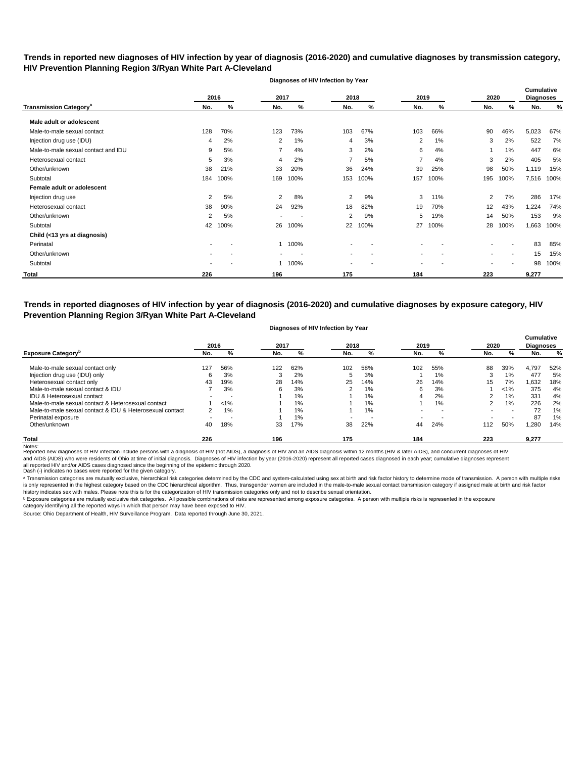## Trends in reported new diagnoses of HIV infection by year of diagnosis (2016-2020) and cumulative diagnoses by transmission category, HIV Prevention Planning Region 3/Ryan White Part A-Cleveland

**Diagnoses of HIV Infection by Year**

| Transmission Category[a] | 2016 | | 2017 | | 2018 | | 2019 | | 2020 | | Cumulative Diagnoses | |
|---|---|---|---|---|---|---|---|---|---|---|---|---|
| | No. | % | No. | % | No. | % | No. | % | No. | % | No. | % |
| **Male adult or adolescent** | | | | | | | | | | | | |
| Male-to-male sexual contact | 128 | 70% | 123 | 73% | 103 | 67% | 103 | 66% | 90 | 46% | 5,023 | 67% |
| Injection drug use (IDU) | 4 | 2% | 2 | 1% | 4 | 3% | 2 | 1% | 3 | 2% | 522 | 7% |
| Male-to-male sexual contact and IDU | 9 | 5% | 7 | 4% | 3 | 2% | 6 | 4% | 1 | 1% | 447 | 6% |
| Heterosexual contact | 5 | 3% | 4 | 2% | 7 | 5% | 7 | 4% | 3 | 2% | 405 | 5% |
| Other/unknown | 38 | 21% | 33 | 20% | 36 | 24% | 39 | 25% | 98 | 50% | 1,119 | 15% |
| Subtotal | 184 | 100% | 169 | 100% | 153 | 100% | 157 | 100% | 195 | 100% | 7,516 | 100% |
| **Female adult or adolescent** | | | | | | | | | | | | |
| Injection drug use | 2 | 5% | 2 | 8% | 2 | 9% | 3 | 11% | 2 | 7% | 286 | 17% |
| Heterosexual contact | 38 | 90% | 24 | 92% | 18 | 82% | 19 | 70% | 12 | 43% | 1,224 | 74% |
| Other/unknown | 2 | 5% | - | - | 2 | 9% | 5 | 19% | 14 | 50% | 153 | 9% |
| Subtotal | 42 | 100% | 26 | 100% | 22 | 100% | 27 | 100% | 28 | 100% | 1,663 | 100% |
| **Child (<13 yrs at diagnosis)** | | | | | | | | | | | | |
| Perinatal | - | - | 1 | 100% | - | - | - | - | - | - | 83 | 85% |
| Other/unknown | - | - | - | - | - | - | - | - | - | - | 15 | 15% |
| Subtotal | - | - | 1 | 100% | - | - | - | - | - | - | 98 | 100% |
| **Total** | **226** | | **196** | | **175** | | **184** | | **223** | | **9,277** | |

## Trends in reported diagnoses of HIV infection by year of diagnosis (2016-2020) and cumulative diagnoses by exposure category, HIV Prevention Planning Region 3/Ryan White Part A-Cleveland

**Diagnoses of HIV Infection by Year**

| Exposure Category[b] | 2016 | | 2017 | | 2018 | | 2019 | | 2020 | | Cumulative Diagnoses | |
|---|---|---|---|---|---|---|---|---|---|---|---|---|
| | No. | % | No. | % | No. | % | No. | % | No. | % | No. | % |
| Male-to-male sexual contact only | 127 | 56% | 122 | 62% | 102 | 58% | 102 | 55% | 88 | 39% | 4,797 | 52% |
| Injection drug use (IDU) only | 6 | 3% | 3 | 2% | 5 | 3% | 1 | 1% | 3 | 1% | 477 | 5% |
| Heterosexual contact only | 43 | 19% | 28 | 14% | 25 | 14% | 26 | 14% | 15 | 7% | 1,632 | 18% |
| Male-to-male sexual contact & IDU | 7 | 3% | 6 | 3% | 2 | 1% | 6 | 3% | 1 | <1% | 375 | 4% |
| IDU & Heterosexual contact | - | - | 1 | 1% | 1 | 1% | 4 | 2% | 2 | 1% | 331 | 4% |
| Male-to-male sexual contact & Heterosexual contact | 1 | <1% | 1 | 1% | 1 | 1% | 1 | 1% | 2 | 1% | 226 | 2% |
| Male-to-male sexual contact & IDU & Heterosexual contact | 2 | 1% | 1 | 1% | 1 | 1% | - | - | - | - | 72 | 1% |
| Perinatal exposure | - | - | 1 | 1% | - | - | - | - | - | - | 87 | 1% |
| Other/unknown | 40 | 18% | 33 | 17% | 38 | 22% | 44 | 24% | 112 | 50% | 1,280 | 14% |
| **Total** | **226** | | **196** | | **175** | | **184** | | **223** | | **9,277** | |

Notes:
Reported new diagnoses of HIV infection include persons with a diagnosis of HIV (not AIDS), a diagnosis of HIV and an AIDS diagnosis within 12 months (HIV & later AIDS), and concurrent diagnoses of HIV and AIDS (AIDS) who were residents of Ohio at time of initial diagnosis. Diagnoses of HIV infection by year (2016-2020) represent all reported cases diagnosed in each year; cumulative diagnoses represent all reported HIV and/or AIDS cases diagnosed since the beginning of the epidemic through 2020.
Dash (-) indicates no cases were reported for the given category.

[a] Transmission categories are mutually exclusive, hierarchical risk categories determined by the CDC and system-calculated using sex at birth and risk factor history to determine mode of transmission. A person with multiple risks is only represented in the highest category based on the CDC hierarchical algorithm. Thus, transgender women are included in the male-to-male sexual contact transmission category if assigned male at birth and risk factor history indicates sex with males. Please note this is for the categorization of HIV transmission categories only and not to describe sexual orientation.

[b] Exposure categories are mutually exclusive risk categories. All possible combinations of risks are represented among exposure categories. A person with multiple risks is represented in the exposure category identifying all the reported ways in which that person may have been exposed to HIV.

Source: Ohio Department of Health, HIV Surveillance Program. Data reported through June 30, 2021.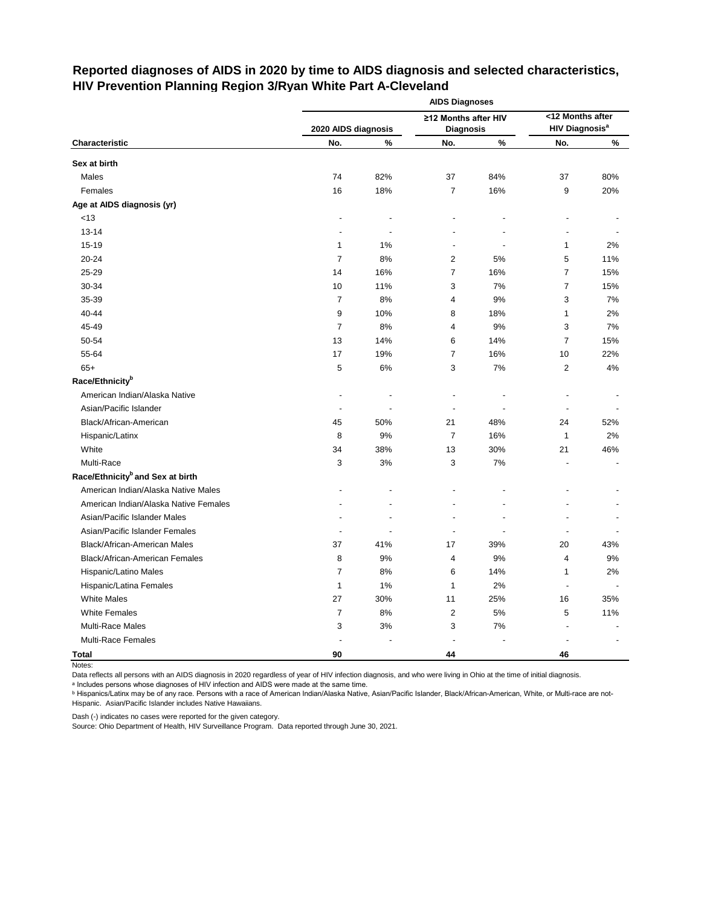# Reported diagnoses of AIDS in 2020 by time to AIDS diagnosis and selected characteristics, HIV Prevention Planning Region 3/Ryan White Part A-Cleveland

| | AIDS Diagnoses | | | | | |
|---|---|---|---|---|---|---|
| | 2020 AIDS diagnosis | | ≥12 Months after HIV Diagnosis | | <12 Months after HIV Diagnosis[a] | |
| **Characteristic** | **No.** | **%** | **No.** | **%** | **No.** | **%** |
| **Sex at birth** | | | | | | |
| Males | 74 | 82% | 37 | 84% | 37 | 80% |
| Females | 16 | 18% | 7 | 16% | 9 | 20% |
| **Age at AIDS diagnosis (yr)** | | | | | | |
| <13 | - | - | - | - | - | - |
| 13-14 | - | - | - | - | - | - |
| 15-19 | 1 | 1% | - | - | 1 | 2% |
| 20-24 | 7 | 8% | 2 | 5% | 5 | 11% |
| 25-29 | 14 | 16% | 7 | 16% | 7 | 15% |
| 30-34 | 10 | 11% | 3 | 7% | 7 | 15% |
| 35-39 | 7 | 8% | 4 | 9% | 3 | 7% |
| 40-44 | 9 | 10% | 8 | 18% | 1 | 2% |
| 45-49 | 7 | 8% | 4 | 9% | 3 | 7% |
| 50-54 | 13 | 14% | 6 | 14% | 7 | 15% |
| 55-64 | 17 | 19% | 7 | 16% | 10 | 22% |
| 65+ | 5 | 6% | 3 | 7% | 2 | 4% |
| **Race/Ethnicity[b]** | | | | | | |
| American Indian/Alaska Native | - | - | - | - | - | - |
| Asian/Pacific Islander | - | - | - | - | - | - |
| Black/African-American | 45 | 50% | 21 | 48% | 24 | 52% |
| Hispanic/Latinx | 8 | 9% | 7 | 16% | 1 | 2% |
| White | 34 | 38% | 13 | 30% | 21 | 46% |
| Multi-Race | 3 | 3% | 3 | 7% | - | - |
| **Race/Ethnicity[b] and Sex at birth** | | | | | | |
| American Indian/Alaska Native Males | - | - | - | - | - | - |
| American Indian/Alaska Native Females | - | - | - | - | - | - |
| Asian/Pacific Islander Males | - | - | - | - | - | - |
| Asian/Pacific Islander Females | - | - | - | - | - | - |
| Black/African-American Males | 37 | 41% | 17 | 39% | 20 | 43% |
| Black/African-American Females | 8 | 9% | 4 | 9% | 4 | 9% |
| Hispanic/Latino Males | 7 | 8% | 6 | 14% | 1 | 2% |
| Hispanic/Latina Females | 1 | 1% | 1 | 2% | - | - |
| White Males | 27 | 30% | 11 | 25% | 16 | 35% |
| White Females | 7 | 8% | 2 | 5% | 5 | 11% |
| Multi-Race Males | 3 | 3% | 3 | 7% | - | - |
| Multi-Race Females | - | - | - | - | - | - |
| **Total** | **90** | | **44** | | **46** | |

Notes:

Data reflects all persons with an AIDS diagnosis in 2020 regardless of year of HIV infection diagnosis, and who were living in Ohio at the time of initial diagnosis.

[a] Includes persons whose diagnoses of HIV infection and AIDS were made at the same time.

[b] Hispanics/Latinx may be of any race. Persons with a race of American Indian/Alaska Native, Asian/Pacific Islander, Black/African-American, White, or Multi-race are not-Hispanic. Asian/Pacific Islander includes Native Hawaiians.

Dash (-) indicates no cases were reported for the given category.

Source: Ohio Department of Health, HIV Surveillance Program. Data reported through June 30, 2021.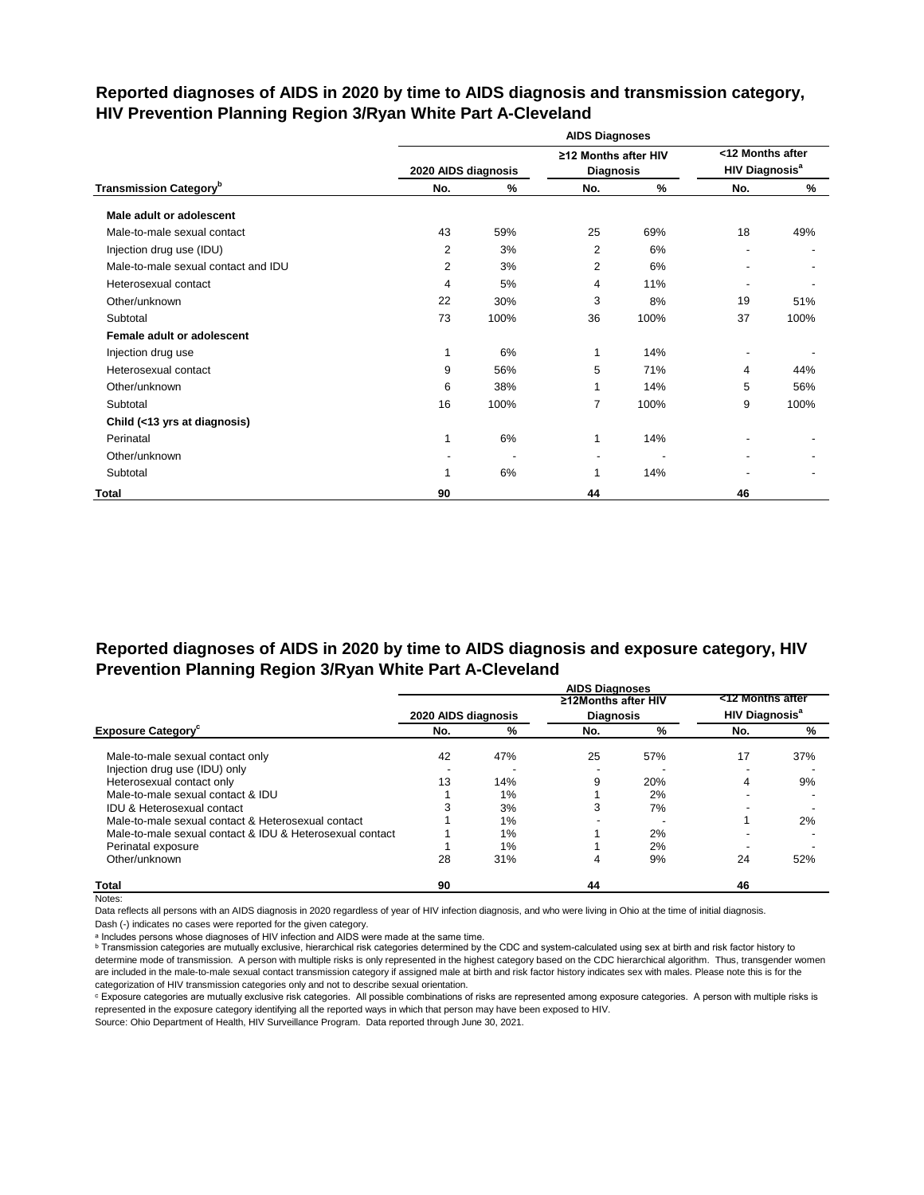## Reported diagnoses of AIDS in 2020 by time to AIDS diagnosis and transmission category, HIV Prevention Planning Region 3/Ryan White Part A-Cleveland

| | AIDS Diagnoses | | | | | |
|---|---|---|---|---|---|---|
| | 2020 AIDS diagnosis | | ≥12 Months after HIV Diagnosis | | <12 Months after HIV Diagnosis[a] | |
| Transmission Category[b] | No. | % | No. | % | No. | % |
| **Male adult or adolescent** | | | | | | |
| Male-to-male sexual contact | 43 | 59% | 25 | 69% | 18 | 49% |
| Injection drug use (IDU) | 2 | 3% | 2 | 6% | - | - |
| Male-to-male sexual contact and IDU | 2 | 3% | 2 | 6% | - | - |
| Heterosexual contact | 4 | 5% | 4 | 11% | - | - |
| Other/unknown | 22 | 30% | 3 | 8% | 19 | 51% |
| Subtotal | 73 | 100% | 36 | 100% | 37 | 100% |
| **Female adult or adolescent** | | | | | | |
| Injection drug use | 1 | 6% | 1 | 14% | - | - |
| Heterosexual contact | 9 | 56% | 5 | 71% | 4 | 44% |
| Other/unknown | 6 | 38% | 1 | 14% | 5 | 56% |
| Subtotal | 16 | 100% | 7 | 100% | 9 | 100% |
| **Child (<13 yrs at diagnosis)** | | | | | | |
| Perinatal | 1 | 6% | 1 | 14% | - | - |
| Other/unknown | - | - | - | - | - | - |
| Subtotal | 1 | 6% | 1 | 14% | - | - |
| **Total** | **90** | | **44** | | **46** | |

## Reported diagnoses of AIDS in 2020 by time to AIDS diagnosis and exposure category, HIV Prevention Planning Region 3/Ryan White Part A-Cleveland

| | AIDS Diagnoses | | | | | |
|---|---|---|---|---|---|---|
| | 2020 AIDS diagnosis | | ≥12Months after HIV Diagnosis | | <12 Months after HIV Diagnosis[a] | |
| Exposure Category[c] | No. | % | No. | % | No. | % |
| Male-to-male sexual contact only | 42 | 47% | 25 | 57% | 17 | 37% |
| Injection drug use (IDU) only | - | - | - | - | - | - |
| Heterosexual contact only | 13 | 14% | 9 | 20% | 4 | 9% |
| Male-to-male sexual contact & IDU | 1 | 1% | 1 | 2% | - | - |
| IDU & Heterosexual contact | 3 | 3% | 3 | 7% | - | - |
| Male-to-male sexual contact & Heterosexual contact | 1 | 1% | - | - | 1 | 2% |
| Male-to-male sexual contact & IDU & Heterosexual contact | 1 | 1% | 1 | 2% | - | - |
| Perinatal exposure | 1 | 1% | 1 | 2% | - | - |
| Other/unknown | 28 | 31% | 4 | 9% | 24 | 52% |
| **Total** | **90** | | **44** | | **46** | |

Notes:

Data reflects all persons with an AIDS diagnosis in 2020 regardless of year of HIV infection diagnosis, and who were living in Ohio at the time of initial diagnosis.

Dash (-) indicates no cases were reported for the given category.

[a] Includes persons whose diagnoses of HIV infection and AIDS were made at the same time.

[b] Transmission categories are mutually exclusive, hierarchical risk categories determined by the CDC and system-calculated using sex at birth and risk factor history to determine mode of transmission. A person with multiple risks is only represented in the highest category based on the CDC hierarchical algorithm. Thus, transgender women are included in the male-to-male sexual contact transmission category if assigned male at birth and risk factor history indicates sex with males. Please note this is for the categorization of HIV transmission categories only and not to describe sexual orientation.

[c] Exposure categories are mutually exclusive risk categories. All possible combinations of risks are represented among exposure categories. A person with multiple risks is represented in the exposure category identifying all the reported ways in which that person may have been exposed to HIV.

Source: Ohio Department of Health, HIV Surveillance Program. Data reported through June 30, 2021.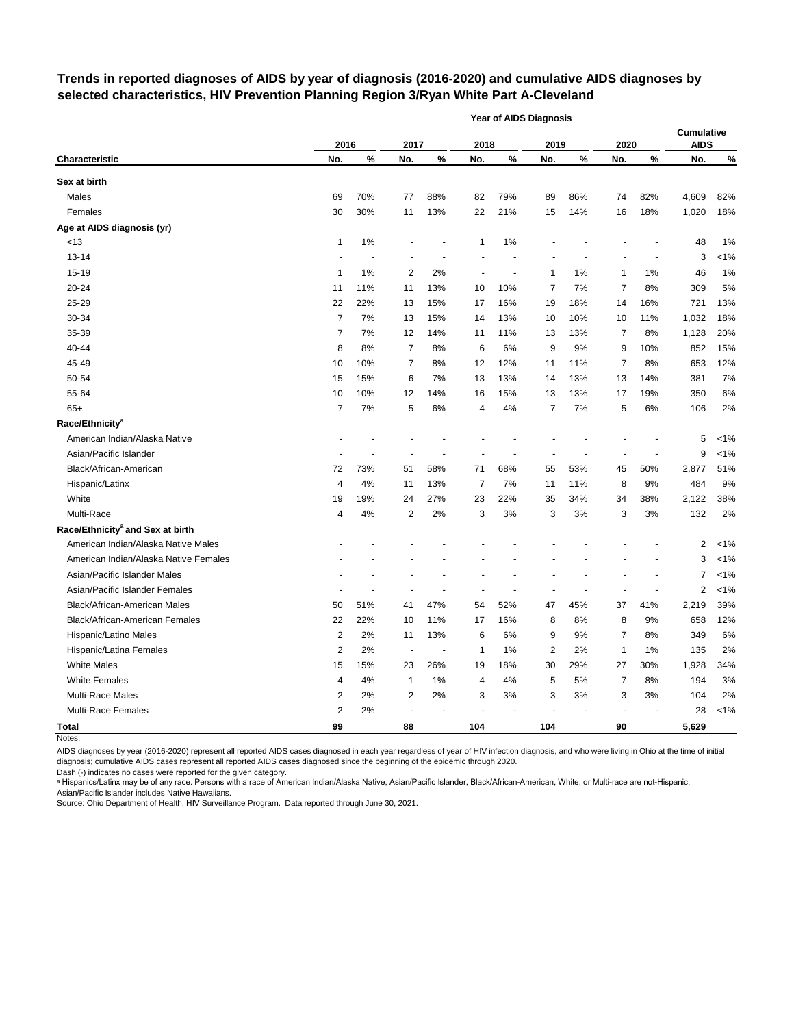## Trends in reported diagnoses of AIDS by year of diagnosis (2016-2020) and cumulative AIDS diagnoses by selected characteristics, HIV Prevention Planning Region 3/Ryan White Part A-Cleveland

| | Year of AIDS Diagnosis | | | | | | | | | | | |
|---|---|---|---|---|---|---|---|---|---|---|---|---|
| | 2016 | | 2017 | | 2018 | | 2019 | | 2020 | | Cumulative AIDS | |
| **Characteristic** | **No.** | **%** | **No.** | **%** | **No.** | **%** | **No.** | **%** | **No.** | **%** | **No.** | **%** |
| **Sex at birth** | | | | | | | | | | | | |
| Males | 69 | 70% | 77 | 88% | 82 | 79% | 89 | 86% | 74 | 82% | 4,609 | 82% |
| Females | 30 | 30% | 11 | 13% | 22 | 21% | 15 | 14% | 16 | 18% | 1,020 | 18% |
| **Age at AIDS diagnosis (yr)** | | | | | | | | | | | | |
| <13 | 1 | 1% | - | - | 1 | 1% | - | - | - | - | 48 | 1% |
| 13-14 | - | - | - | - | - | - | - | - | - | - | 3 | <1% |
| 15-19 | 1 | 1% | 2 | 2% | - | - | 1 | 1% | 1 | 1% | 46 | 1% |
| 20-24 | 11 | 11% | 11 | 13% | 10 | 10% | 7 | 7% | 7 | 8% | 309 | 5% |
| 25-29 | 22 | 22% | 13 | 15% | 17 | 16% | 19 | 18% | 14 | 16% | 721 | 13% |
| 30-34 | 7 | 7% | 13 | 15% | 14 | 13% | 10 | 10% | 10 | 11% | 1,032 | 18% |
| 35-39 | 7 | 7% | 12 | 14% | 11 | 11% | 13 | 13% | 7 | 8% | 1,128 | 20% |
| 40-44 | 8 | 8% | 7 | 8% | 6 | 6% | 9 | 9% | 9 | 10% | 852 | 15% |
| 45-49 | 10 | 10% | 7 | 8% | 12 | 12% | 11 | 11% | 7 | 8% | 653 | 12% |
| 50-54 | 15 | 15% | 6 | 7% | 13 | 13% | 14 | 13% | 13 | 14% | 381 | 7% |
| 55-64 | 10 | 10% | 12 | 14% | 16 | 15% | 13 | 13% | 17 | 19% | 350 | 6% |
| 65+ | 7 | 7% | 5 | 6% | 4 | 4% | 7 | 7% | 5 | 6% | 106 | 2% |
| **Race/Ethnicity[a]** | | | | | | | | | | | | |
| American Indian/Alaska Native | - | - | - | - | - | - | - | - | - | - | 5 | <1% |
| Asian/Pacific Islander | - | - | - | - | - | - | - | - | - | - | 9 | <1% |
| Black/African-American | 72 | 73% | 51 | 58% | 71 | 68% | 55 | 53% | 45 | 50% | 2,877 | 51% |
| Hispanic/Latinx | 4 | 4% | 11 | 13% | 7 | 7% | 11 | 11% | 8 | 9% | 484 | 9% |
| White | 19 | 19% | 24 | 27% | 23 | 22% | 35 | 34% | 34 | 38% | 2,122 | 38% |
| Multi-Race | 4 | 4% | 2 | 2% | 3 | 3% | 3 | 3% | 3 | 3% | 132 | 2% |
| **Race/Ethnicity[a] and Sex at birth** | | | | | | | | | | | | |
| American Indian/Alaska Native Males | - | - | - | - | - | - | - | - | - | - | 2 | <1% |
| American Indian/Alaska Native Females | - | - | - | - | - | - | - | - | - | - | 3 | <1% |
| Asian/Pacific Islander Males | - | - | - | - | - | - | - | - | - | - | 7 | <1% |
| Asian/Pacific Islander Females | - | - | - | - | - | - | - | - | - | - | 2 | <1% |
| Black/African-American Males | 50 | 51% | 41 | 47% | 54 | 52% | 47 | 45% | 37 | 41% | 2,219 | 39% |
| Black/African-American Females | 22 | 22% | 10 | 11% | 17 | 16% | 8 | 8% | 8 | 9% | 658 | 12% |
| Hispanic/Latino Males | 2 | 2% | 11 | 13% | 6 | 6% | 9 | 9% | 7 | 8% | 349 | 6% |
| Hispanic/Latina Females | 2 | 2% | - | - | 1 | 1% | 2 | 2% | 1 | 1% | 135 | 2% |
| White Males | 15 | 15% | 23 | 26% | 19 | 18% | 30 | 29% | 27 | 30% | 1,928 | 34% |
| White Females | 4 | 4% | 1 | 1% | 4 | 4% | 5 | 5% | 7 | 8% | 194 | 3% |
| Multi-Race Males | 2 | 2% | 2 | 2% | 3 | 3% | 3 | 3% | 3 | 3% | 104 | 2% |
| Multi-Race Females | 2 | 2% | - | - | - | - | - | - | - | - | 28 | <1% |
| **Total** | **99** | | **88** | | **104** | | **104** | | **90** | | **5,629** | |

Notes:

AIDS diagnoses by year (2016-2020) represent all reported AIDS cases diagnosed in each year regardless of year of HIV infection diagnosis, and who were living in Ohio at the time of initial diagnosis; cumulative AIDS cases represent all reported AIDS cases diagnosed since the beginning of the epidemic through 2020.

Dash (-) indicates no cases were reported for the given category.

[a] Hispanics/Latinx may be of any race. Persons with a race of American Indian/Alaska Native, Asian/Pacific Islander, Black/African-American, White, or Multi-race are not-Hispanic. Asian/Pacific Islander includes Native Hawaiians.

Source: Ohio Department of Health, HIV Surveillance Program. Data reported through June 30, 2021.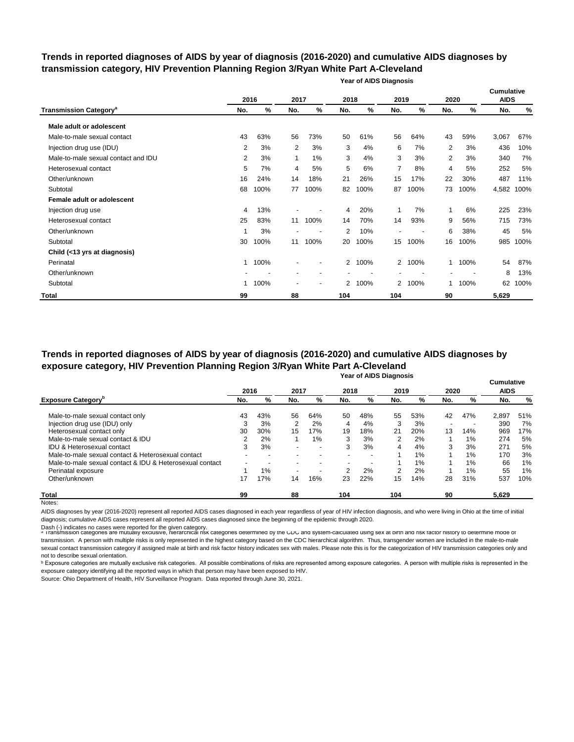## Trends in reported diagnoses of AIDS by year of diagnosis (2016-2020) and cumulative AIDS diagnoses by transmission category, HIV Prevention Planning Region 3/Ryan White Part A-Cleveland

| | Year of AIDS Diagnosis | | | | | | | | | | Cumulative AIDS | |
|---|---|---|---|---|---|---|---|---|---|---|---|---|
| | 2016 | | 2017 | | 2018 | | 2019 | | 2020 | | | |
| Transmission Category[a] | No. | % | No. | % | No. | % | No. | % | No. | % | No. | % |
| **Male adult or adolescent** | | | | | | | | | | | | |
| Male-to-male sexual contact | 43 | 63% | 56 | 73% | 50 | 61% | 56 | 64% | 43 | 59% | 3,067 | 67% |
| Injection drug use (IDU) | 2 | 3% | 2 | 3% | 3 | 4% | 6 | 7% | 2 | 3% | 436 | 10% |
| Male-to-male sexual contact and IDU | 2 | 3% | 1 | 1% | 3 | 4% | 3 | 3% | 2 | 3% | 340 | 7% |
| Heterosexual contact | 5 | 7% | 4 | 5% | 5 | 6% | 7 | 8% | 4 | 5% | 252 | 5% |
| Other/unknown | 16 | 24% | 14 | 18% | 21 | 26% | 15 | 17% | 22 | 30% | 487 | 11% |
| Subtotal | 68 | 100% | 77 | 100% | 82 | 100% | 87 | 100% | 73 | 100% | 4,582 | 100% |
| **Female adult or adolescent** | | | | | | | | | | | | |
| Injection drug use | 4 | 13% | - | - | 4 | 20% | 1 | 7% | 1 | 6% | 225 | 23% |
| Heterosexual contact | 25 | 83% | 11 | 100% | 14 | 70% | 14 | 93% | 9 | 56% | 715 | 73% |
| Other/unknown | 1 | 3% | - | - | 2 | 10% | - | - | 6 | 38% | 45 | 5% |
| Subtotal | 30 | 100% | 11 | 100% | 20 | 100% | 15 | 100% | 16 | 100% | 985 | 100% |
| **Child (<13 yrs at diagnosis)** | | | | | | | | | | | | |
| Perinatal | 1 | 100% | - | - | 2 | 100% | 2 | 100% | 1 | 100% | 54 | 87% |
| Other/unknown | - | - | - | - | - | - | - | - | - | - | 8 | 13% |
| Subtotal | 1 | 100% | - | - | 2 | 100% | 2 | 100% | 1 | 100% | 62 | 100% |
| **Total** | **99** | | **88** | | **104** | | **104** | | **90** | | **5,629** | |

## Trends in reported diagnoses of AIDS by year of diagnosis (2016-2020) and cumulative AIDS diagnoses by exposure category, HIV Prevention Planning Region 3/Ryan White Part A-Cleveland

| | Year of AIDS Diagnosis | | | | | | | | | | Cumulative AIDS | |
|---|---|---|---|---|---|---|---|---|---|---|---|---|
| | 2016 | | 2017 | | 2018 | | 2019 | | 2020 | | | |
| Exposure Category[b] | No. | % | No. | % | No. | % | No. | % | No. | % | No. | % |
| Male-to-male sexual contact only | 43 | 43% | 56 | 64% | 50 | 48% | 55 | 53% | 42 | 47% | 2,897 | 51% |
| Injection drug use (IDU) only | 3 | 3% | 2 | 2% | 4 | 4% | 3 | 3% | - | - | 390 | 7% |
| Heterosexual contact only | 30 | 30% | 15 | 17% | 19 | 18% | 21 | 20% | 13 | 14% | 969 | 17% |
| Male-to-male sexual contact & IDU | 2 | 2% | 1 | 1% | 3 | 3% | 2 | 2% | 1 | 1% | 274 | 5% |
| IDU & Heterosexual contact | 3 | 3% | - | - | 3 | 3% | 4 | 4% | 3 | 3% | 271 | 5% |
| Male-to-male sexual contact & Heterosexual contact | - | - | - | - | - | - | 1 | 1% | 1 | 1% | 170 | 3% |
| Male-to-male sexual contact & IDU & Heterosexual contact | - | - | - | - | - | - | 1 | 1% | 1 | 1% | 66 | 1% |
| Perinatal exposure | 1 | 1% | - | - | 2 | 2% | 2 | 2% | 1 | 1% | 55 | 1% |
| Other/unknown | 17 | 17% | 14 | 16% | 23 | 22% | 15 | 14% | 28 | 31% | 537 | 10% |
| **Total** | **99** | | **88** | | **104** | | **104** | | **90** | | **5,629** | |

Notes:

AIDS diagnoses by year (2016-2020) represent all reported AIDS cases diagnosed in each year regardless of year of HIV infection diagnosis, and who were living in Ohio at the time of initial diagnosis; cumulative AIDS cases represent all reported AIDS cases diagnosed since the beginning of the epidemic through 2020.

Dash (-) indicates no cases were reported for the given category.

[a] Transmission categories are mutually exclusive, hierarchical risk categories determined by the CDC and system-calculated using sex at birth and risk factor history to determine mode of transmission. A person with multiple risks is only represented in the highest category based on the CDC hierarchical algorithm. Thus, transgender women are included in the male-to-male sexual contact transmission category if assigned male at birth and risk factor history indicates sex with males. Please note this is for the categorization of HIV transmission categories only and not to describe sexual orientation.

[b] Exposure categories are mutually exclusive risk categories. All possible combinations of risks are represented among exposure categories. A person with multiple risks is represented in the exposure category identifying all the reported ways in which that person may have been exposed to HIV.

Source: Ohio Department of Health, HIV Surveillance Program. Data reported through June 30, 2021.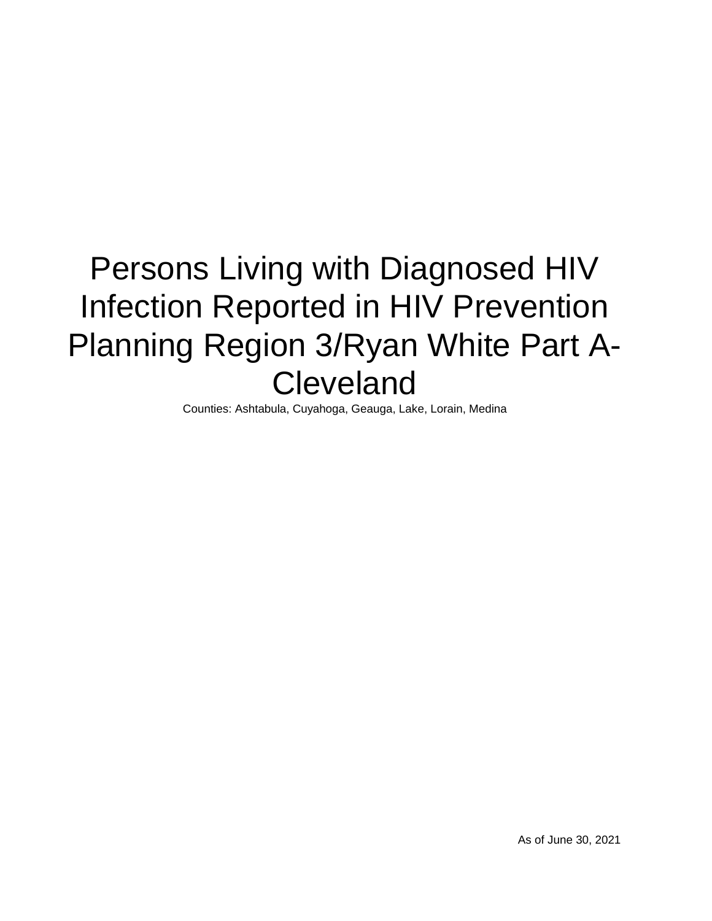# Persons Living with Diagnosed HIV Infection Reported in HIV Prevention Planning Region 3/Ryan White Part A-Cleveland

Counties: Ashtabula, Cuyahoga, Geauga, Lake, Lorain, Medina

As of June 30, 2021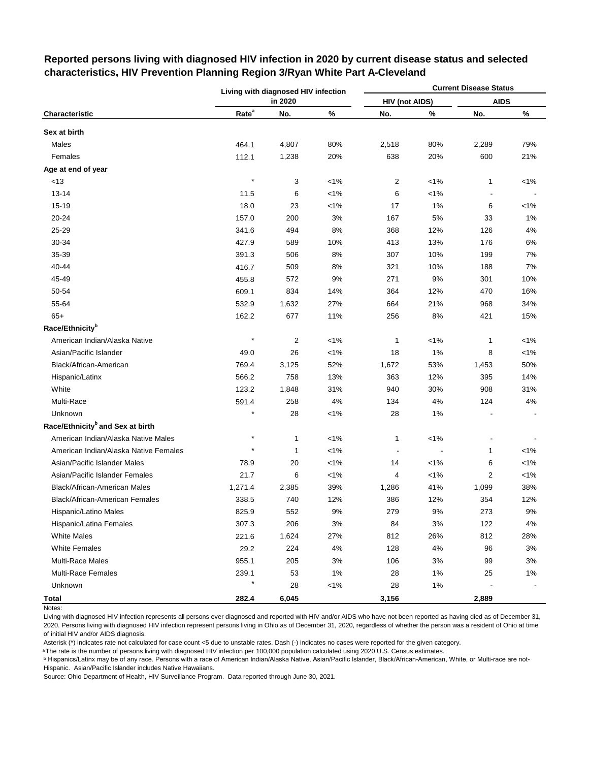## Reported persons living with diagnosed HIV infection in 2020 by current disease status and selected characteristics, HIV Prevention Planning Region 3/Ryan White Part A-Cleveland

| Characteristic | Living with diagnosed HIV infection in 2020 | | | Current Disease Status | | | |
|---|---|---|---|---|---|---|---|
| | | | | HIV (not AIDS) | | AIDS | |
| | Rate[a] | No. | % | No. | % | No. | % |
| **Sex at birth** | | | | | | | |
| Males | 464.1 | 4,807 | 80% | 2,518 | 80% | 2,289 | 79% |
| Females | 112.1 | 1,238 | 20% | 638 | 20% | 600 | 21% |
| **Age at end of year** | | | | | | | |
| <13 | * | 3 | <1% | 2 | <1% | 1 | <1% |
| 13-14 | 11.5 | 6 | <1% | 6 | <1% | - | - |
| 15-19 | 18.0 | 23 | <1% | 17 | 1% | 6 | <1% |
| 20-24 | 157.0 | 200 | 3% | 167 | 5% | 33 | 1% |
| 25-29 | 341.6 | 494 | 8% | 368 | 12% | 126 | 4% |
| 30-34 | 427.9 | 589 | 10% | 413 | 13% | 176 | 6% |
| 35-39 | 391.3 | 506 | 8% | 307 | 10% | 199 | 7% |
| 40-44 | 416.7 | 509 | 8% | 321 | 10% | 188 | 7% |
| 45-49 | 455.8 | 572 | 9% | 271 | 9% | 301 | 10% |
| 50-54 | 609.1 | 834 | 14% | 364 | 12% | 470 | 16% |
| 55-64 | 532.9 | 1,632 | 27% | 664 | 21% | 968 | 34% |
| 65+ | 162.2 | 677 | 11% | 256 | 8% | 421 | 15% |
| **Race/Ethnicity[b]** | | | | | | | |
| American Indian/Alaska Native | * | 2 | <1% | 1 | <1% | 1 | <1% |
| Asian/Pacific Islander | 49.0 | 26 | <1% | 18 | 1% | 8 | <1% |
| Black/African-American | 769.4 | 3,125 | 52% | 1,672 | 53% | 1,453 | 50% |
| Hispanic/Latinx | 566.2 | 758 | 13% | 363 | 12% | 395 | 14% |
| White | 123.2 | 1,848 | 31% | 940 | 30% | 908 | 31% |
| Multi-Race | 591.4 | 258 | 4% | 134 | 4% | 124 | 4% |
| Unknown | * | 28 | <1% | 28 | 1% | - | - |
| **Race/Ethnicity[b] and Sex at birth** | | | | | | | |
| American Indian/Alaska Native Males | * | 1 | <1% | 1 | <1% | - | - |
| American Indian/Alaska Native Females | * | 1 | <1% | - | - | 1 | <1% |
| Asian/Pacific Islander Males | 78.9 | 20 | <1% | 14 | <1% | 6 | <1% |
| Asian/Pacific Islander Females | 21.7 | 6 | <1% | 4 | <1% | 2 | <1% |
| Black/African-American Males | 1,271.4 | 2,385 | 39% | 1,286 | 41% | 1,099 | 38% |
| Black/African-American Females | 338.5 | 740 | 12% | 386 | 12% | 354 | 12% |
| Hispanic/Latino Males | 825.9 | 552 | 9% | 279 | 9% | 273 | 9% |
| Hispanic/Latina Females | 307.3 | 206 | 3% | 84 | 3% | 122 | 4% |
| White Males | 221.6 | 1,624 | 27% | 812 | 26% | 812 | 28% |
| White Females | 29.2 | 224 | 4% | 128 | 4% | 96 | 3% |
| Multi-Race Males | 955.1 | 205 | 3% | 106 | 3% | 99 | 3% |
| Multi-Race Females | 239.1 | 53 | 1% | 28 | 1% | 25 | 1% |
| Unknown | * | 28 | <1% | 28 | 1% | - | - |
| **Total** | **282.4** | **6,045** | | **3,156** | | **2,889** | |

Notes:

Living with diagnosed HIV infection represents all persons ever diagnosed and reported with HIV and/or AIDS who have not been reported as having died as of December 31, 2020. Persons living with diagnosed HIV infection represent persons living in Ohio as of December 31, 2020, regardless of whether the person was a resident of Ohio at time of initial HIV and/or AIDS diagnosis.

Asterisk (*) indicates rate not calculated for case count <5 due to unstable rates. Dash (-) indicates no cases were reported for the given category.

[a] The rate is the number of persons living with diagnosed HIV infection per 100,000 population calculated using 2020 U.S. Census estimates.

[b] Hispanics/Latinx may be of any race. Persons with a race of American Indian/Alaska Native, Asian/Pacific Islander, Black/African-American, White, or Multi-race are not-Hispanic. Asian/Pacific Islander includes Native Hawaiians.

Source: Ohio Department of Health, HIV Surveillance Program. Data reported through June 30, 2021.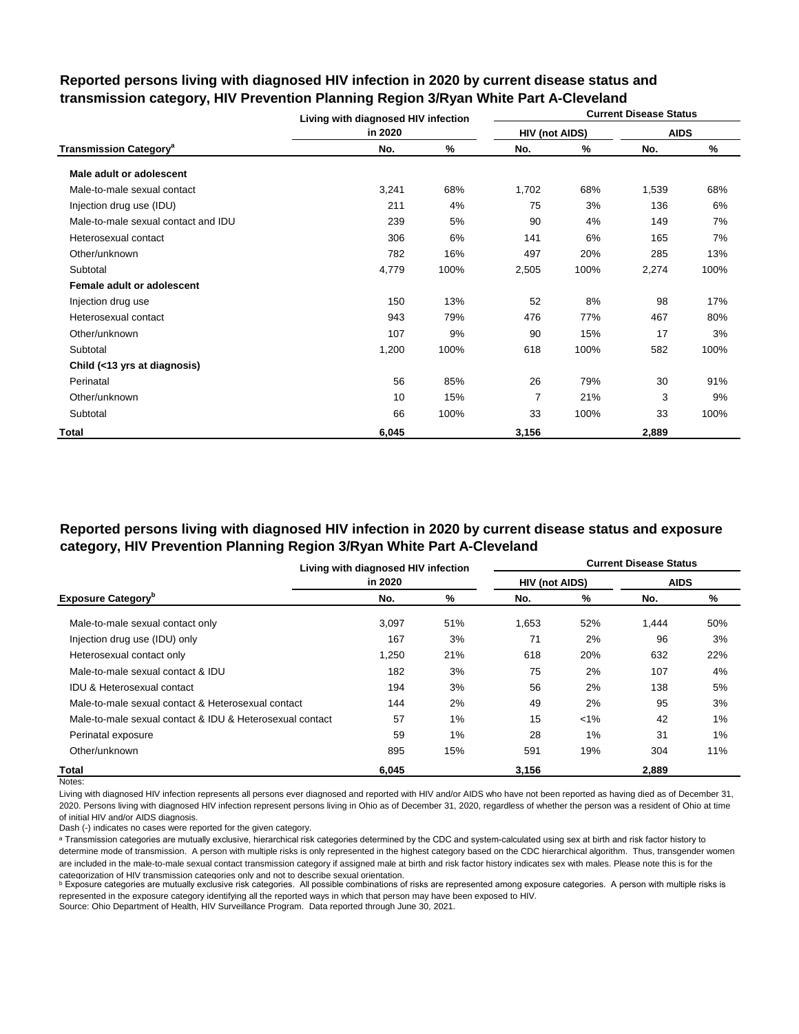## Reported persons living with diagnosed HIV infection in 2020 by current disease status and transmission category, HIV Prevention Planning Region 3/Ryan White Part A-Cleveland

| Transmission Category[a] | Living with diagnosed HIV infection in 2020 | | Current Disease Status | | | |
|---|---|---|---|---|---|---|
| | | | HIV (not AIDS) | | AIDS | |
| | No. | % | No. | % | No. | % |
| **Male adult or adolescent** | | | | | | |
| Male-to-male sexual contact | 3,241 | 68% | 1,702 | 68% | 1,539 | 68% |
| Injection drug use (IDU) | 211 | 4% | 75 | 3% | 136 | 6% |
| Male-to-male sexual contact and IDU | 239 | 5% | 90 | 4% | 149 | 7% |
| Heterosexual contact | 306 | 6% | 141 | 6% | 165 | 7% |
| Other/unknown | 782 | 16% | 497 | 20% | 285 | 13% |
| Subtotal | 4,779 | 100% | 2,505 | 100% | 2,274 | 100% |
| **Female adult or adolescent** | | | | | | |
| Injection drug use | 150 | 13% | 52 | 8% | 98 | 17% |
| Heterosexual contact | 943 | 79% | 476 | 77% | 467 | 80% |
| Other/unknown | 107 | 9% | 90 | 15% | 17 | 3% |
| Subtotal | 1,200 | 100% | 618 | 100% | 582 | 100% |
| **Child (<13 yrs at diagnosis)** | | | | | | |
| Perinatal | 56 | 85% | 26 | 79% | 30 | 91% |
| Other/unknown | 10 | 15% | 7 | 21% | 3 | 9% |
| Subtotal | 66 | 100% | 33 | 100% | 33 | 100% |
| **Total** | **6,045** | | **3,156** | | **2,889** | |

## Reported persons living with diagnosed HIV infection in 2020 by current disease status and exposure category, HIV Prevention Planning Region 3/Ryan White Part A-Cleveland

| Exposure Category[b] | Living with diagnosed HIV infection in 2020 | | Current Disease Status | | | |
|---|---|---|---|---|---|---|
| | | | HIV (not AIDS) | | AIDS | |
| | No. | % | No. | % | No. | % |
| Male-to-male sexual contact only | 3,097 | 51% | 1,653 | 52% | 1,444 | 50% |
| Injection drug use (IDU) only | 167 | 3% | 71 | 2% | 96 | 3% |
| Heterosexual contact only | 1,250 | 21% | 618 | 20% | 632 | 22% |
| Male-to-male sexual contact & IDU | 182 | 3% | 75 | 2% | 107 | 4% |
| IDU & Heterosexual contact | 194 | 3% | 56 | 2% | 138 | 5% |
| Male-to-male sexual contact & Heterosexual contact | 144 | 2% | 49 | 2% | 95 | 3% |
| Male-to-male sexual contact & IDU & Heterosexual contact | 57 | 1% | 15 | <1% | 42 | 1% |
| Perinatal exposure | 59 | 1% | 28 | 1% | 31 | 1% |
| Other/unknown | 895 | 15% | 591 | 19% | 304 | 11% |
| **Total** | **6,045** | | **3,156** | | **2,889** | |

Notes:

Living with diagnosed HIV infection represents all persons ever diagnosed and reported with HIV and/or AIDS who have not been reported as having died as of December 31, 2020. Persons living with diagnosed HIV infection represent persons living in Ohio as of December 31, 2020, regardless of whether the person was a resident of Ohio at time of initial HIV and/or AIDS diagnosis.

Dash (-) indicates no cases were reported for the given category.

[a] Transmission categories are mutually exclusive, hierarchical risk categories determined by the CDC and system-calculated using sex at birth and risk factor history to determine mode of transmission. A person with multiple risks is only represented in the highest category based on the CDC hierarchical algorithm. Thus, transgender women are included in the male-to-male sexual contact transmission category if assigned male at birth and risk factor history indicates sex with males. Please note this is for the categorization of HIV transmission categories only and not to describe sexual orientation.

[b] Exposure categories are mutually exclusive risk categories. All possible combinations of risks are represented among exposure categories. A person with multiple risks is represented in the exposure category identifying all the reported ways in which that person may have been exposed to HIV.

Source: Ohio Department of Health, HIV Surveillance Program. Data reported through June 30, 2021.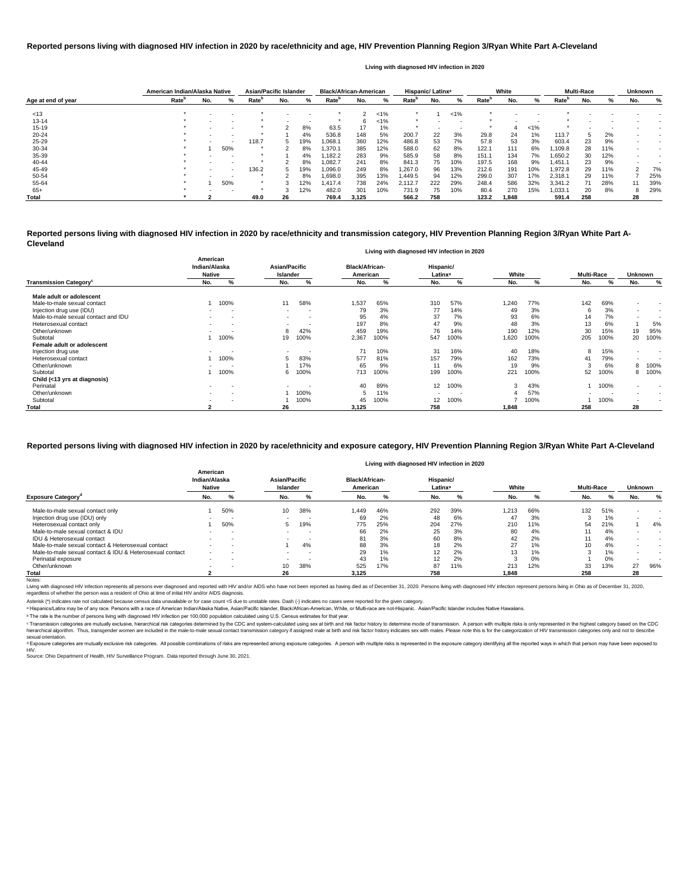## Reported persons living with diagnosed HIV infection in 2020 by race/ethnicity and age, HIV Prevention Planning Region 3/Ryan White Part A-Cleveland

Living with diagnosed HIV infection in 2020

| Age at end of year | American Indian/Alaska Native | | | Asian/Pacific Islander | | | Black/African-American | | | Hispanic/ Latinx[a] | | | White | | | Multi-Race | | | Unknown | |
|---|---|---|---|---|---|---|---|---|---|---|---|---|---|---|---|---|---|---|---|---|
| | Rate[b] | No. | % | Rate[b] | No. | % | Rate[b] | No. | % | Rate[b] | No. | % | Rate[b] | No. | % | Rate[b] | No. | % | No. | % |
| <13 | * | - | - | * | - | - | * | 2 | <1% | * | 1 | <1% | * | - | - | * | - | - | - | - |
| 13-14 | * | - | - | * | - | - | * | 6 | <1% | * | - | - | * | - | - | * | - | - | - | - |
| 15-19 | * | - | - | * | 2 | 8% | 63.5 | 17 | 1% | * | - | - | * | 4 | <1% | * | - | - | - | - |
| 20-24 | * | - | - | * | 1 | 4% | 536.8 | 148 | 5% | 200.7 | 22 | 3% | 29.8 | 24 | 1% | 113.7 | 5 | 2% | - | - |
| 25-29 | * | - | - | 118.7 | 5 | 19% | 1,068.1 | 360 | 12% | 486.8 | 53 | 7% | 57.8 | 53 | 3% | 603.4 | 23 | 9% | - | - |
| 30-34 | * | 1 | 50% | * | 2 | 8% | 1,370.1 | 385 | 12% | 588.0 | 62 | 8% | 122.1 | 111 | 6% | 1,109.8 | 28 | 11% | - | - |
| 35-39 | * | - | - | * | 1 | 4% | 1,182.2 | 283 | 9% | 585.9 | 58 | 8% | 151.1 | 134 | 7% | 1,650.2 | 30 | 12% | - | - |
| 40-44 | * | - | - | * | 2 | 8% | 1,082.7 | 241 | 8% | 841.3 | 75 | 10% | 197.5 | 168 | 9% | 1,451.1 | 23 | 9% | - | - |
| 45-49 | * | - | - | 136.2 | 5 | 19% | 1,096.0 | 249 | 8% | 1,267.0 | 96 | 13% | 212.6 | 191 | 10% | 1,972.8 | 29 | 11% | 2 | 7% |
| 50-54 | * | - | - | * | 2 | 8% | 1,698.0 | 395 | 13% | 1,449.5 | 94 | 12% | 299.0 | 307 | 17% | 2,318.1 | 29 | 11% | 7 | 25% |
| 55-64 | * | 1 | 50% | * | 3 | 12% | 1,417.4 | 738 | 24% | 2,112.7 | 222 | 29% | 248.4 | 586 | 32% | 3,341.2 | 71 | 28% | 11 | 39% |
| 65+ | * | - | - | * | 3 | 12% | 482.0 | 301 | 10% | 731.9 | 75 | 10% | 80.4 | 270 | 15% | 1,033.1 | 20 | 8% | 8 | 29% |
| **Total** | * | **2** | | **49.0** | **26** | | **769.4** | **3,125** | | **566.2** | **758** | | **123.2** | **1,848** | | **591.4** | **258** | | **28** | |

## Reported persons living with diagnosed HIV infection in 2020 by race/ethnicity and transmission category, HIV Prevention Planning Region 3/Ryan White Part A-Cleveland

Living with diagnosed HIV infection in 2020

| Transmission Category[c] | American Indian/Alaska Native | | Asian/Pacific Islander | | Black/African-American | | Hispanic/ Latinx[a] | | White | | Multi-Race | | Unknown | |
|---|---|---|---|---|---|---|---|---|---|---|---|---|---|---|
| | No. | % | No. | % | No. | % | No. | % | No. | % | No. | % | No. | % |
| **Male adult or adolescent** | | | | | | | | | | | | | | |
| Male-to-male sexual contact | 1 | 100% | 11 | 58% | 1,537 | 65% | 310 | 57% | 1,240 | 77% | 142 | 69% | - | - |
| Injection drug use (IDU) | - | - | - | - | 79 | 3% | 77 | 14% | 49 | 3% | 6 | 3% | - | - |
| Male-to-male sexual contact and IDU | - | - | - | - | 95 | 4% | 37 | 7% | 93 | 6% | 14 | 7% | - | - |
| Heterosexual contact | - | - | - | - | 197 | 8% | 47 | 9% | 48 | 3% | 13 | 6% | 1 | 5% |
| Other/unknown | - | - | 8 | 42% | 459 | 19% | 76 | 14% | 190 | 12% | 30 | 15% | 19 | 95% |
| Subtotal | 1 | 100% | 19 | 100% | 2,367 | 100% | 547 | 100% | 1,620 | 100% | 205 | 100% | 20 | 100% |
| **Female adult or adolescent** | | | | | | | | | | | | | | |
| Injection drug use | - | - | - | - | 71 | 10% | 31 | 16% | 40 | 18% | 8 | 15% | - | - |
| Heterosexual contact | 1 | 100% | 5 | 83% | 577 | 81% | 157 | 79% | 162 | 73% | 41 | 79% | - | - |
| Other/unknown | - | - | 1 | 17% | 65 | 9% | 11 | 6% | 19 | 9% | 3 | 6% | 8 | 100% |
| Subtotal | 1 | 100% | 6 | 100% | 713 | 100% | 199 | 100% | 221 | 100% | 52 | 100% | 8 | 100% |
| **Child (<13 yrs at diagnosis)** | | | | | | | | | | | | | | |
| Perinatal | - | - | - | - | 40 | 89% | 12 | 100% | 3 | 43% | 1 | 100% | - | - |
| Other/unknown | - | - | 1 | 100% | 5 | 11% | - | - | 4 | 57% | - | - | - | - |
| Subtotal | - | - | 1 | 100% | 45 | 100% | 12 | 100% | 7 | 100% | 1 | 100% | - | - |
| **Total** | **2** | | **26** | | **3,125** | | **758** | | **1,848** | | **258** | | **28** | |

## Reported persons living with diagnosed HIV infection in 2020 by race/ethnicity and exposure category, HIV Prevention Planning Region 3/Ryan White Part A-Cleveland

Living with diagnosed HIV infection in 2020

| Exposure Category[d] | American Indian/Alaska Native | | Asian/Pacific Islander | | Black/African-American | | Hispanic/ Latinx[a] | | White | | Multi-Race | | Unknown | |
|---|---|---|---|---|---|---|---|---|---|---|---|---|---|---|
| | No. | % | No. | % | No. | % | No. | % | No. | % | No. | % | No. | % |
| Male-to-male sexual contact only | 1 | 50% | 10 | 38% | 1,449 | 46% | 292 | 39% | 1,213 | 66% | 132 | 51% | - | - |
| Injection drug use (IDU) only | - | - | - | - | 69 | 2% | 48 | 6% | 47 | 3% | 3 | 1% | - | - |
| Heterosexual contact only | 1 | 50% | 5 | 19% | 775 | 25% | 204 | 27% | 210 | 11% | 54 | 21% | 1 | 4% |
| Male-to-male sexual contact & IDU | - | - | - | - | 66 | 2% | 25 | 3% | 80 | 4% | 11 | 4% | - | - |
| IDU & Heterosexual contact | - | - | - | - | 81 | 3% | 60 | 8% | 42 | 2% | 11 | 4% | - | - |
| Male-to-male sexual contact & Heterosexual contact | - | - | 1 | 4% | 88 | 3% | 18 | 2% | 27 | 1% | 10 | 4% | - | - |
| Male-to-male sexual contact & IDU & Heterosexual contact | - | - | - | - | 29 | 1% | 12 | 2% | 13 | 1% | 3 | 1% | - | - |
| Perinatal exposure | - | - | - | - | 43 | 1% | 12 | 2% | 3 | 0% | 1 | 0% | - | - |
| Other/unknown | - | - | 10 | 38% | 525 | 17% | 87 | 11% | 213 | 12% | 33 | 13% | 27 | 96% |
| **Total** | **2** | | **26** | | **3,125** | | **758** | | **1,848** | | **258** | | **28** | |

Notes:

Living with diagnosed HIV infection represents all persons ever diagnosed and reported with HIV and/or AIDS who have not been reported as having died as of December 31, 2020. Persons living with diagnosed HIV infection represent persons living in Ohio as of December 31, 2020, regardless of whether the person was a resident of Ohio at time of initial HIV and/or AIDS diagnosis.

Asterisk (*) indicates rate not calculated because census data unavailable or for case count <5 due to unstable rates. Dash (-) indicates no cases were reported for the given category.

[a] Hispanics/Latinx may be of any race. Persons with a race of American Indian/Alaska Native, Asian/Pacific Islander, Black/African-American, White, or Multi-race are not-Hispanic. Asian/Pacific Islander includes Native Hawaiians.

[b] The rate is the number of persons living with diagnosed HIV infection per 100,000 population calculated using U.S. Census estimates for that year.

[c] Transmission categories are mutually exclusive, hierarchical risk categories determined by the CDC and system-calculated using sex at birth and risk factor history to determine mode of transmission. A person with multiple risks is only represented in the highest category based on the CDC hierarchical algorithm. Thus, transgender women are included in the male-to-male sexual contact transmission category if assigned male at birth and risk factor history indicates sex with males. Please note this is for the categorization of HIV transmission categories only and not to describe sexual orientation.

[d] Exposure categories are mutually exclusive risk categories. All possible combinations of risks are represented among exposure categories. A person with multiple risks is represented in the exposure category identifying all the reported ways in which that person may have been exposed to HIV.

Source: Ohio Department of Health, HIV Surveillance Program. Data reported through June 30, 2021.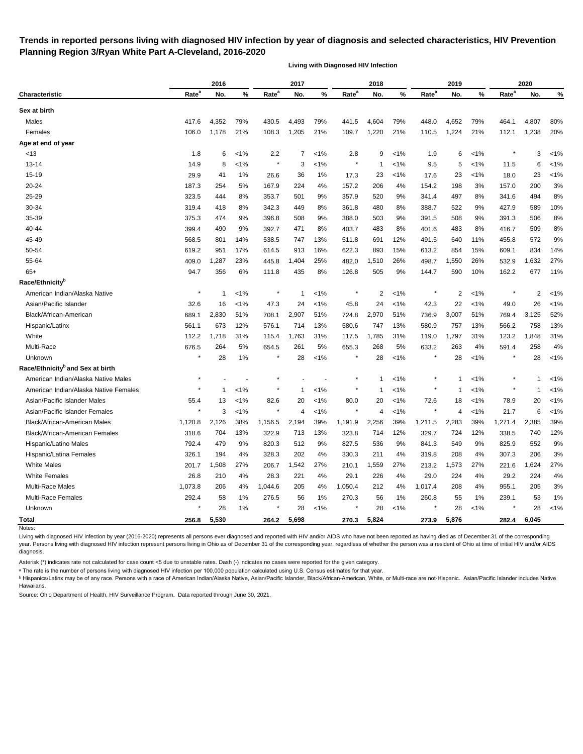# Trends in reported persons living with diagnosed HIV infection by year of diagnosis and selected characteristics, HIV Prevention Planning Region 3/Ryan White Part A-Cleveland, 2016-2020

**Living with Diagnosed HIV Infection**

| Characteristic | 2016 | | | 2017 | | | 2018 | | | 2019 | | | 2020 | | |
|---|---|---|---|---|---|---|---|---|---|---|---|---|---|---|---|
| | Rate[a] | No. | % | Rate[a] | No. | % | Rate[a] | No. | % | Rate[a] | No. | % | Rate[a] | No. | % |
| **Sex at birth** | | | | | | | | | | | | | | | |
| Males | 417.6 | 4,352 | 79% | 430.5 | 4,493 | 79% | 441.5 | 4,604 | 79% | 448.0 | 4,652 | 79% | 464.1 | 4,807 | 80% |
| Females | 106.0 | 1,178 | 21% | 108.3 | 1,205 | 21% | 109.7 | 1,220 | 21% | 110.5 | 1,224 | 21% | 112.1 | 1,238 | 20% |
| **Age at end of year** | | | | | | | | | | | | | | | |
| <13 | 1.8 | 6 | <1% | 2.2 | 7 | <1% | 2.8 | 9 | <1% | 1.9 | 6 | <1% | * | 3 | <1% |
| 13-14 | 14.9 | 8 | <1% | * | 3 | <1% | * | 1 | <1% | 9.5 | 5 | <1% | 11.5 | 6 | <1% |
| 15-19 | 29.9 | 41 | 1% | 26.6 | 36 | 1% | 17.3 | 23 | <1% | 17.6 | 23 | <1% | 18.0 | 23 | <1% |
| 20-24 | 187.3 | 254 | 5% | 167.9 | 224 | 4% | 157.2 | 206 | 4% | 154.2 | 198 | 3% | 157.0 | 200 | 3% |
| 25-29 | 323.5 | 444 | 8% | 353.7 | 501 | 9% | 357.9 | 520 | 9% | 341.4 | 497 | 8% | 341.6 | 494 | 8% |
| 30-34 | 319.4 | 418 | 8% | 342.3 | 449 | 8% | 361.8 | 480 | 8% | 388.7 | 522 | 9% | 427.9 | 589 | 10% |
| 35-39 | 375.3 | 474 | 9% | 396.8 | 508 | 9% | 388.0 | 503 | 9% | 391.5 | 508 | 9% | 391.3 | 506 | 8% |
| 40-44 | 399.4 | 490 | 9% | 392.7 | 471 | 8% | 403.7 | 483 | 8% | 401.6 | 483 | 8% | 416.7 | 509 | 8% |
| 45-49 | 568.5 | 801 | 14% | 538.5 | 747 | 13% | 511.8 | 691 | 12% | 491.5 | 640 | 11% | 455.8 | 572 | 9% |
| 50-54 | 619.2 | 951 | 17% | 614.5 | 913 | 16% | 622.3 | 893 | 15% | 613.2 | 854 | 15% | 609.1 | 834 | 14% |
| 55-64 | 409.0 | 1,287 | 23% | 445.8 | 1,404 | 25% | 482.0 | 1,510 | 26% | 498.7 | 1,550 | 26% | 532.9 | 1,632 | 27% |
| 65+ | 94.7 | 356 | 6% | 111.8 | 435 | 8% | 126.8 | 505 | 9% | 144.7 | 590 | 10% | 162.2 | 677 | 11% |
| **Race/Ethnicity[b]** | | | | | | | | | | | | | | | |
| American Indian/Alaska Native | * | 1 | <1% | * | 1 | <1% | * | 2 | <1% | * | 2 | <1% | * | 2 | <1% |
| Asian/Pacific Islander | 32.6 | 16 | <1% | 47.3 | 24 | <1% | 45.8 | 24 | <1% | 42.3 | 22 | <1% | 49.0 | 26 | <1% |
| Black/African-American | 689.1 | 2,830 | 51% | 708.1 | 2,907 | 51% | 724.8 | 2,970 | 51% | 736.9 | 3,007 | 51% | 769.4 | 3,125 | 52% |
| Hispanic/Latinx | 561.1 | 673 | 12% | 576.1 | 714 | 13% | 580.6 | 747 | 13% | 580.9 | 757 | 13% | 566.2 | 758 | 13% |
| White | 112.2 | 1,718 | 31% | 115.4 | 1,763 | 31% | 117.5 | 1,785 | 31% | 119.0 | 1,797 | 31% | 123.2 | 1,848 | 31% |
| Multi-Race | 676.5 | 264 | 5% | 654.5 | 261 | 5% | 655.3 | 268 | 5% | 633.2 | 263 | 4% | 591.4 | 258 | 4% |
| Unknown | * | 28 | 1% | * | 28 | <1% | * | 28 | <1% | * | 28 | <1% | * | 28 | <1% |
| **Race/Ethnicity[b] and Sex at birth** | | | | | | | | | | | | | | | |
| American Indian/Alaska Native Males | * | - | - | * | - | - | * | 1 | <1% | * | 1 | <1% | * | 1 | <1% |
| American Indian/Alaska Native Females | * | 1 | <1% | * | 1 | <1% | * | 1 | <1% | * | 1 | <1% | * | 1 | <1% |
| Asian/Pacific Islander Males | 55.4 | 13 | <1% | 82.6 | 20 | <1% | 80.0 | 20 | <1% | 72.6 | 18 | <1% | 78.9 | 20 | <1% |
| Asian/Pacific Islander Females | * | 3 | <1% | * | 4 | <1% | * | 4 | <1% | * | 4 | <1% | 21.7 | 6 | <1% |
| Black/African-American Males | 1,120.8 | 2,126 | 38% | 1,156.5 | 2,194 | 39% | 1,191.9 | 2,256 | 39% | 1,211.5 | 2,283 | 39% | 1,271.4 | 2,385 | 39% |
| Black/African-American Females | 318.6 | 704 | 13% | 322.9 | 713 | 13% | 323.8 | 714 | 12% | 329.7 | 724 | 12% | 338.5 | 740 | 12% |
| Hispanic/Latino Males | 792.4 | 479 | 9% | 820.3 | 512 | 9% | 827.5 | 536 | 9% | 841.3 | 549 | 9% | 825.9 | 552 | 9% |
| Hispanic/Latina Females | 326.1 | 194 | 4% | 328.3 | 202 | 4% | 330.3 | 211 | 4% | 319.8 | 208 | 4% | 307.3 | 206 | 3% |
| White Males | 201.7 | 1,508 | 27% | 206.7 | 1,542 | 27% | 210.1 | 1,559 | 27% | 213.2 | 1,573 | 27% | 221.6 | 1,624 | 27% |
| White Females | 26.8 | 210 | 4% | 28.3 | 221 | 4% | 29.1 | 226 | 4% | 29.0 | 224 | 4% | 29.2 | 224 | 4% |
| Multi-Race Males | 1,073.8 | 206 | 4% | 1,044.6 | 205 | 4% | 1,050.4 | 212 | 4% | 1,017.4 | 208 | 4% | 955.1 | 205 | 3% |
| Multi-Race Females | 292.4 | 58 | 1% | 276.5 | 56 | 1% | 270.3 | 56 | 1% | 260.8 | 55 | 1% | 239.1 | 53 | 1% |
| Unknown | * | 28 | 1% | * | 28 | <1% | * | 28 | <1% | * | 28 | <1% | * | 28 | <1% |
| **Total** | **256.8** | **5,530** | | **264.2** | **5,698** | | **270.3** | **5,824** | | **273.9** | **5,876** | | **282.4** | **6,045** | |

Notes:

Living with diagnosed HIV infection by year (2016-2020) represents all persons ever diagnosed and reported with HIV and/or AIDS who have not been reported as having died as of December 31 of the corresponding year. Persons living with diagnosed HIV infection represent persons living in Ohio as of December 31 of the corresponding year, regardless of whether the person was a resident of Ohio at time of initial HIV and/or AIDS diagnosis.

Asterisk (*) indicates rate not calculated for case count <5 due to unstable rates. Dash (-) indicates no cases were reported for the given category.

[a] The rate is the number of persons living with diagnosed HIV infection per 100,000 population calculated using U.S. Census estimates for that year.

[b] Hispanics/Latinx may be of any race. Persons with a race of American Indian/Alaska Native, Asian/Pacific Islander, Black/African-American, White, or Multi-race are not-Hispanic. Asian/Pacific Islander includes Native Hawaiians.

Source: Ohio Department of Health, HIV Surveillance Program. Data reported through June 30, 2021.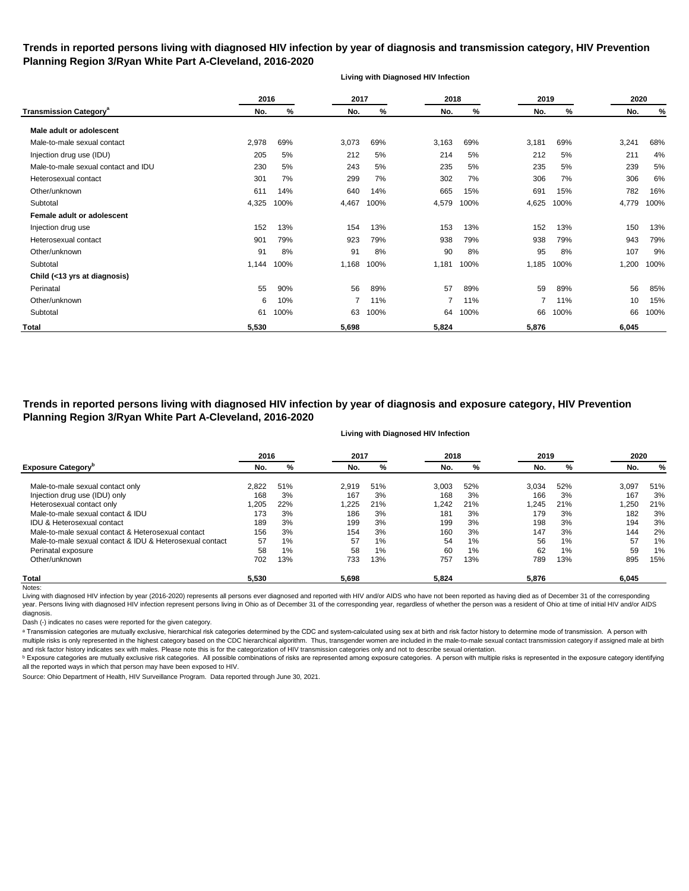## Trends in reported persons living with diagnosed HIV infection by year of diagnosis and transmission category, HIV Prevention Planning Region 3/Ryan White Part A-Cleveland, 2016-2020

**Living with Diagnosed HIV Infection**

| Transmission Category[a] | 2016 | | 2017 | | 2018 | | 2019 | | 2020 | |
|---|---|---|---|---|---|---|---|---|---|---|
| | No. | % | No. | % | No. | % | No. | % | No. | % |
| **Male adult or adolescent** | | | | | | | | | | |
| Male-to-male sexual contact | 2,978 | 69% | 3,073 | 69% | 3,163 | 69% | 3,181 | 69% | 3,241 | 68% |
| Injection drug use (IDU) | 205 | 5% | 212 | 5% | 214 | 5% | 212 | 5% | 211 | 4% |
| Male-to-male sexual contact and IDU | 230 | 5% | 243 | 5% | 235 | 5% | 235 | 5% | 239 | 5% |
| Heterosexual contact | 301 | 7% | 299 | 7% | 302 | 7% | 306 | 7% | 306 | 6% |
| Other/unknown | 611 | 14% | 640 | 14% | 665 | 15% | 691 | 15% | 782 | 16% |
| Subtotal | 4,325 | 100% | 4,467 | 100% | 4,579 | 100% | 4,625 | 100% | 4,779 | 100% |
| **Female adult or adolescent** | | | | | | | | | | |
| Injection drug use | 152 | 13% | 154 | 13% | 153 | 13% | 152 | 13% | 150 | 13% |
| Heterosexual contact | 901 | 79% | 923 | 79% | 938 | 79% | 938 | 79% | 943 | 79% |
| Other/unknown | 91 | 8% | 91 | 8% | 90 | 8% | 95 | 8% | 107 | 9% |
| Subtotal | 1,144 | 100% | 1,168 | 100% | 1,181 | 100% | 1,185 | 100% | 1,200 | 100% |
| **Child (<13 yrs at diagnosis)** | | | | | | | | | | |
| Perinatal | 55 | 90% | 56 | 89% | 57 | 89% | 59 | 89% | 56 | 85% |
| Other/unknown | 6 | 10% | 7 | 11% | 7 | 11% | 7 | 11% | 10 | 15% |
| Subtotal | 61 | 100% | 63 | 100% | 64 | 100% | 66 | 100% | 66 | 100% |
| **Total** | **5,530** | | **5,698** | | **5,824** | | **5,876** | | **6,045** | |

## Trends in reported persons living with diagnosed HIV infection by year of diagnosis and exposure category, HIV Prevention Planning Region 3/Ryan White Part A-Cleveland, 2016-2020

**Living with Diagnosed HIV Infection**

| Exposure Category[b] | 2016 | | 2017 | | 2018 | | 2019 | | 2020 | |
|---|---|---|---|---|---|---|---|---|---|---|
| | No. | % | No. | % | No. | % | No. | % | No. | % |
| Male-to-male sexual contact only | 2,822 | 51% | 2,919 | 51% | 3,003 | 52% | 3,034 | 52% | 3,097 | 51% |
| Injection drug use (IDU) only | 168 | 3% | 167 | 3% | 168 | 3% | 166 | 3% | 167 | 3% |
| Heterosexual contact only | 1,205 | 22% | 1,225 | 21% | 1,242 | 21% | 1,245 | 21% | 1,250 | 21% |
| Male-to-male sexual contact & IDU | 173 | 3% | 186 | 3% | 181 | 3% | 179 | 3% | 182 | 3% |
| IDU & Heterosexual contact | 189 | 3% | 199 | 3% | 199 | 3% | 198 | 3% | 194 | 3% |
| Male-to-male sexual contact & Heterosexual contact | 156 | 3% | 154 | 3% | 160 | 3% | 147 | 3% | 144 | 2% |
| Male-to-male sexual contact & IDU & Heterosexual contact | 57 | 1% | 57 | 1% | 54 | 1% | 56 | 1% | 57 | 1% |
| Perinatal exposure | 58 | 1% | 58 | 1% | 60 | 1% | 62 | 1% | 59 | 1% |
| Other/unknown | 702 | 13% | 733 | 13% | 757 | 13% | 789 | 13% | 895 | 15% |
| **Total** | **5,530** | | **5,698** | | **5,824** | | **5,876** | | **6,045** | |

Notes:

Living with diagnosed HIV infection by year (2016-2020) represents all persons ever diagnosed and reported with HIV and/or AIDS who have not been reported as having died as of December 31 of the corresponding year. Persons living with diagnosed HIV infection represent persons living in Ohio as of December 31 of the corresponding year, regardless of whether the person was a resident of Ohio at time of initial HIV and/or AIDS diagnosis.

Dash (-) indicates no cases were reported for the given category.

[a] Transmission categories are mutually exclusive, hierarchical risk categories determined by the CDC and system-calculated using sex at birth and risk factor history to determine mode of transmission. A person with multiple risks is only represented in the highest category based on the CDC hierarchical algorithm. Thus, transgender women are included in the male-to-male sexual contact transmission category if assigned male at birth and risk factor history indicates sex with males. Please note this is for the categorization of HIV transmission categories only and not to describe sexual orientation.

[b] Exposure categories are mutually exclusive risk categories. All possible combinations of risks are represented among exposure categories. A person with multiple risks is represented in the exposure category identifying all the reported ways in which that person may have been exposed to HIV.

Source: Ohio Department of Health, HIV Surveillance Program. Data reported through June 30, 2021.